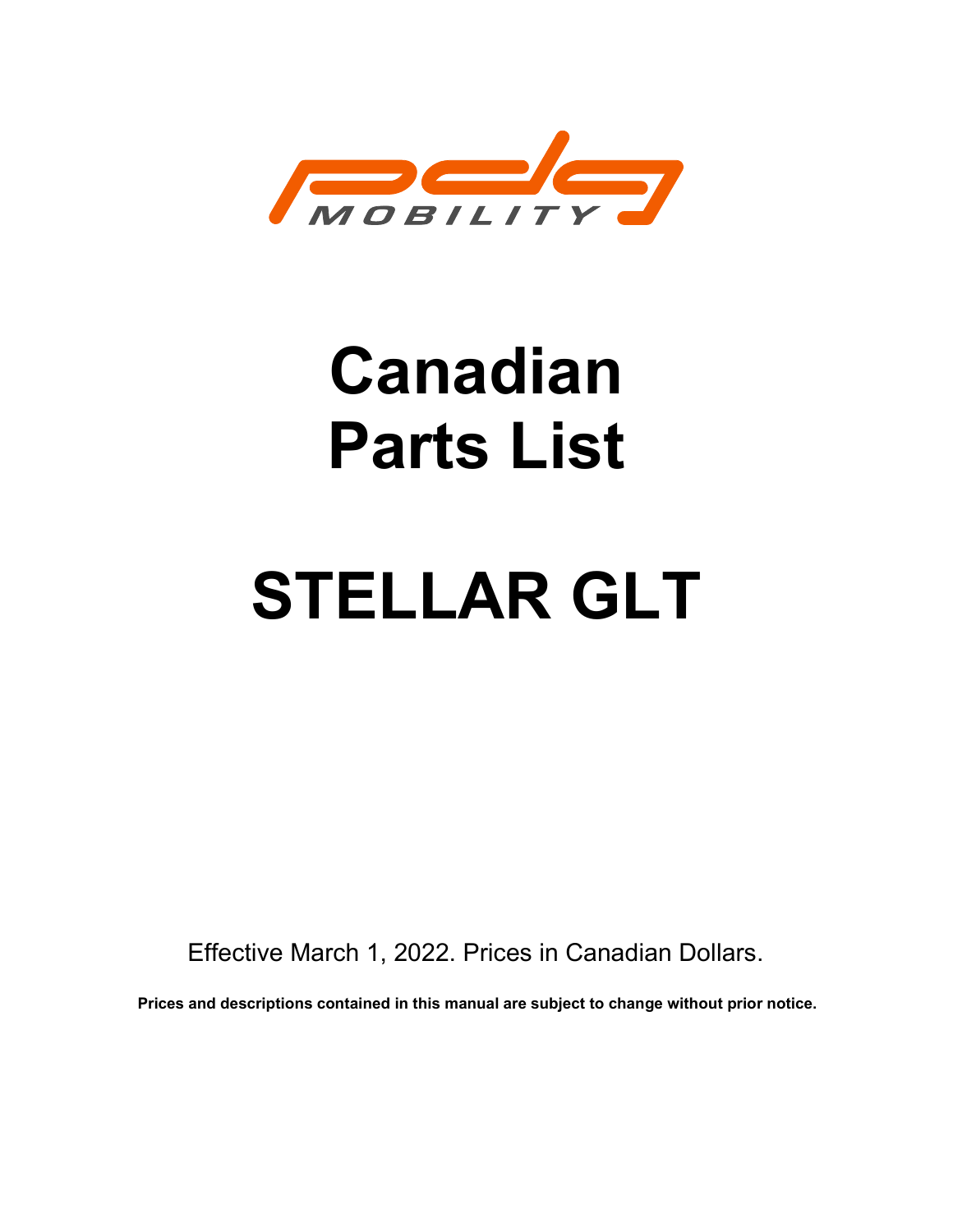PDG MOBILITY

# Canadian
# Parts List

# STELLAR GLT

Effective March 1, 2022. Prices in Canadian Dollars.

**Prices and descriptions contained in this manual are subject to change without prior notice.**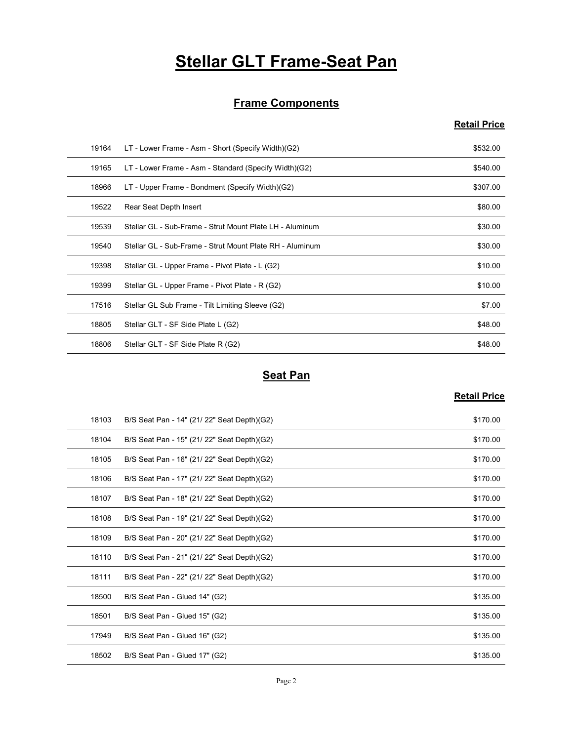# Stellar GLT Frame-Seat Pan

## Frame Components

| | | Retail Price |
|---|---|---|
| 19164 | LT - Lower Frame - Asm - Short (Specify Width)(G2) | $532.00 |
| 19165 | LT - Lower Frame - Asm - Standard (Specify Width)(G2) | $540.00 |
| 18966 | LT - Upper Frame - Bondment (Specify Width)(G2) | $307.00 |
| 19522 | Rear Seat Depth Insert | $80.00 |
| 19539 | Stellar GL - Sub-Frame - Strut Mount Plate LH - Aluminum | $30.00 |
| 19540 | Stellar GL - Sub-Frame - Strut Mount Plate RH - Aluminum | $30.00 |
| 19398 | Stellar GL - Upper Frame - Pivot Plate - L (G2) | $10.00 |
| 19399 | Stellar GL - Upper Frame - Pivot Plate - R (G2) | $10.00 |
| 17516 | Stellar GL Sub Frame - Tilt Limiting Sleeve (G2) | $7.00 |
| 18805 | Stellar GLT - SF Side Plate L (G2) | $48.00 |
| 18806 | Stellar GLT - SF Side Plate R (G2) | $48.00 |

## Seat Pan

| | | Retail Price |
|---|---|---|
| 18103 | B/S Seat Pan - 14" (21/ 22" Seat Depth)(G2) | $170.00 |
| 18104 | B/S Seat Pan - 15" (21/ 22" Seat Depth)(G2) | $170.00 |
| 18105 | B/S Seat Pan - 16" (21/ 22" Seat Depth)(G2) | $170.00 |
| 18106 | B/S Seat Pan - 17" (21/ 22" Seat Depth)(G2) | $170.00 |
| 18107 | B/S Seat Pan - 18" (21/ 22" Seat Depth)(G2) | $170.00 |
| 18108 | B/S Seat Pan - 19" (21/ 22" Seat Depth)(G2) | $170.00 |
| 18109 | B/S Seat Pan - 20" (21/ 22" Seat Depth)(G2) | $170.00 |
| 18110 | B/S Seat Pan - 21" (21/ 22" Seat Depth)(G2) | $170.00 |
| 18111 | B/S Seat Pan - 22" (21/ 22" Seat Depth)(G2) | $170.00 |
| 18500 | B/S Seat Pan - Glued 14" (G2) | $135.00 |
| 18501 | B/S Seat Pan - Glued 15" (G2) | $135.00 |
| 17949 | B/S Seat Pan - Glued 16" (G2) | $135.00 |
| 18502 | B/S Seat Pan - Glued 17" (G2) | $135.00 |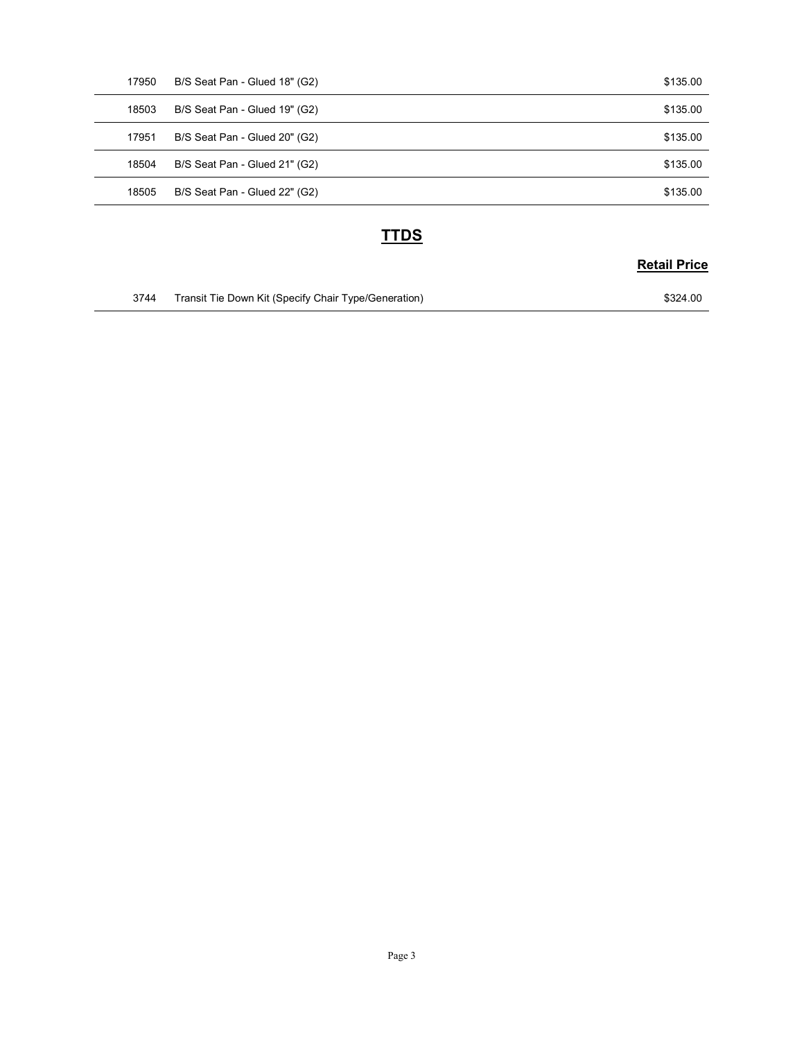| | | |
|---|---|---|
| 17950 | B/S Seat Pan - Glued 18" (G2) | $135.00 |
| 18503 | B/S Seat Pan - Glued 19" (G2) | $135.00 |
| 17951 | B/S Seat Pan - Glued 20" (G2) | $135.00 |
| 18504 | B/S Seat Pan - Glued 21" (G2) | $135.00 |
| 18505 | B/S Seat Pan - Glued 22" (G2) | $135.00 |

## TTDS

| | | Retail Price |
|---|---|---|
| 3744 | Transit Tie Down Kit (Specify Chair Type/Generation) | $324.00 |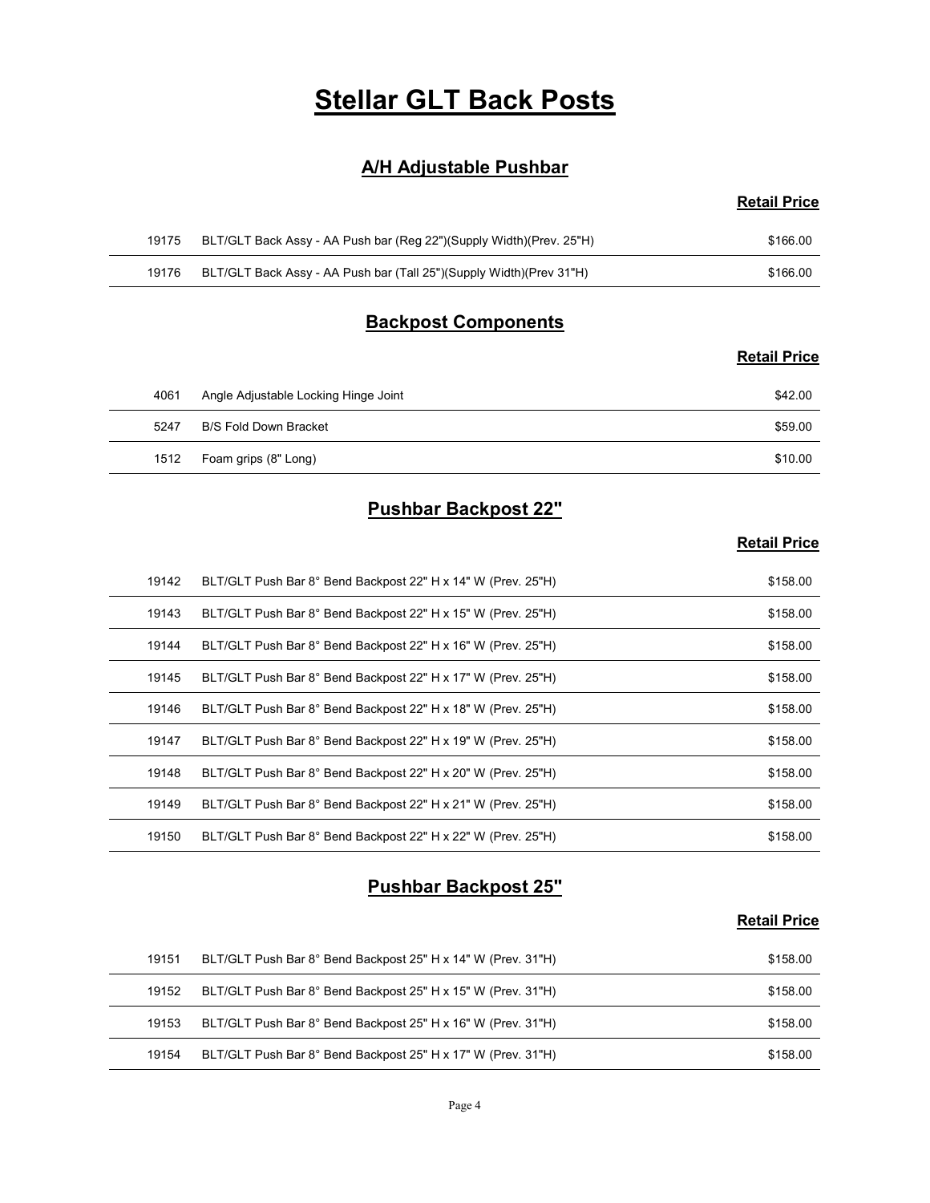# Stellar GLT Back Posts

## A/H Adjustable Pushbar

| | | Retail Price |
|---|---|---|
| 19175 | BLT/GLT Back Assy - AA Push bar (Reg 22")(Supply Width)(Prev. 25"H) | $166.00 |
| 19176 | BLT/GLT Back Assy - AA Push bar (Tall 25")(Supply Width)(Prev 31"H) | $166.00 |

## Backpost Components

| | | Retail Price |
|---|---|---|
| 4061 | Angle Adjustable Locking Hinge Joint | $42.00 |
| 5247 | B/S Fold Down Bracket | $59.00 |
| 1512 | Foam grips (8" Long) | $10.00 |

## Pushbar Backpost 22"

| | | Retail Price |
|---|---|---|
| 19142 | BLT/GLT Push Bar 8° Bend Backpost 22" H x 14" W (Prev. 25"H) | $158.00 |
| 19143 | BLT/GLT Push Bar 8° Bend Backpost 22" H x 15" W (Prev. 25"H) | $158.00 |
| 19144 | BLT/GLT Push Bar 8° Bend Backpost 22" H x 16" W (Prev. 25"H) | $158.00 |
| 19145 | BLT/GLT Push Bar 8° Bend Backpost 22" H x 17" W (Prev. 25"H) | $158.00 |
| 19146 | BLT/GLT Push Bar 8° Bend Backpost 22" H x 18" W (Prev. 25"H) | $158.00 |
| 19147 | BLT/GLT Push Bar 8° Bend Backpost 22" H x 19" W (Prev. 25"H) | $158.00 |
| 19148 | BLT/GLT Push Bar 8° Bend Backpost 22" H x 20" W (Prev. 25"H) | $158.00 |
| 19149 | BLT/GLT Push Bar 8° Bend Backpost 22" H x 21" W (Prev. 25"H) | $158.00 |
| 19150 | BLT/GLT Push Bar 8° Bend Backpost 22" H x 22" W (Prev. 25"H) | $158.00 |

## Pushbar Backpost 25"

| | | Retail Price |
|---|---|---|
| 19151 | BLT/GLT Push Bar 8° Bend Backpost 25" H x 14" W (Prev. 31"H) | $158.00 |
| 19152 | BLT/GLT Push Bar 8° Bend Backpost 25" H x 15" W (Prev. 31"H) | $158.00 |
| 19153 | BLT/GLT Push Bar 8° Bend Backpost 25" H x 16" W (Prev. 31"H) | $158.00 |
| 19154 | BLT/GLT Push Bar 8° Bend Backpost 25" H x 17" W (Prev. 31"H) | $158.00 |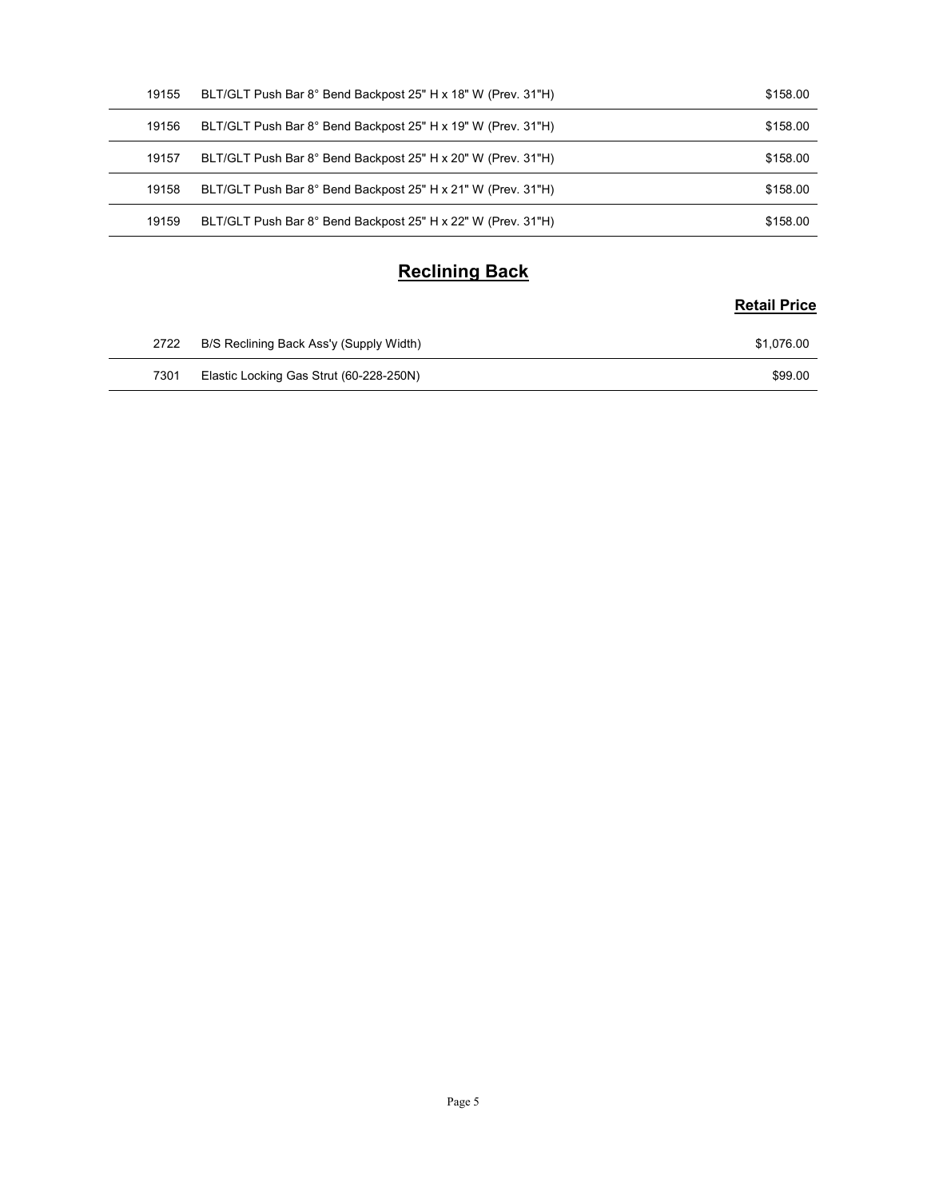| | | |
|---|---|---|
| 19155 | BLT/GLT Push Bar 8° Bend Backpost 25" H x 18" W (Prev. 31"H) | $158.00 |
| 19156 | BLT/GLT Push Bar 8° Bend Backpost 25" H x 19" W (Prev. 31"H) | $158.00 |
| 19157 | BLT/GLT Push Bar 8° Bend Backpost 25" H x 20" W (Prev. 31"H) | $158.00 |
| 19158 | BLT/GLT Push Bar 8° Bend Backpost 25" H x 21" W (Prev. 31"H) | $158.00 |
| 19159 | BLT/GLT Push Bar 8° Bend Backpost 25" H x 22" W (Prev. 31"H) | $158.00 |

## Reclining Back

| | | Retail Price |
|---|---|---|
| 2722 | B/S Reclining Back Ass'y (Supply Width) | $1,076.00 |
| 7301 | Elastic Locking Gas Strut (60-228-250N) | $99.00 |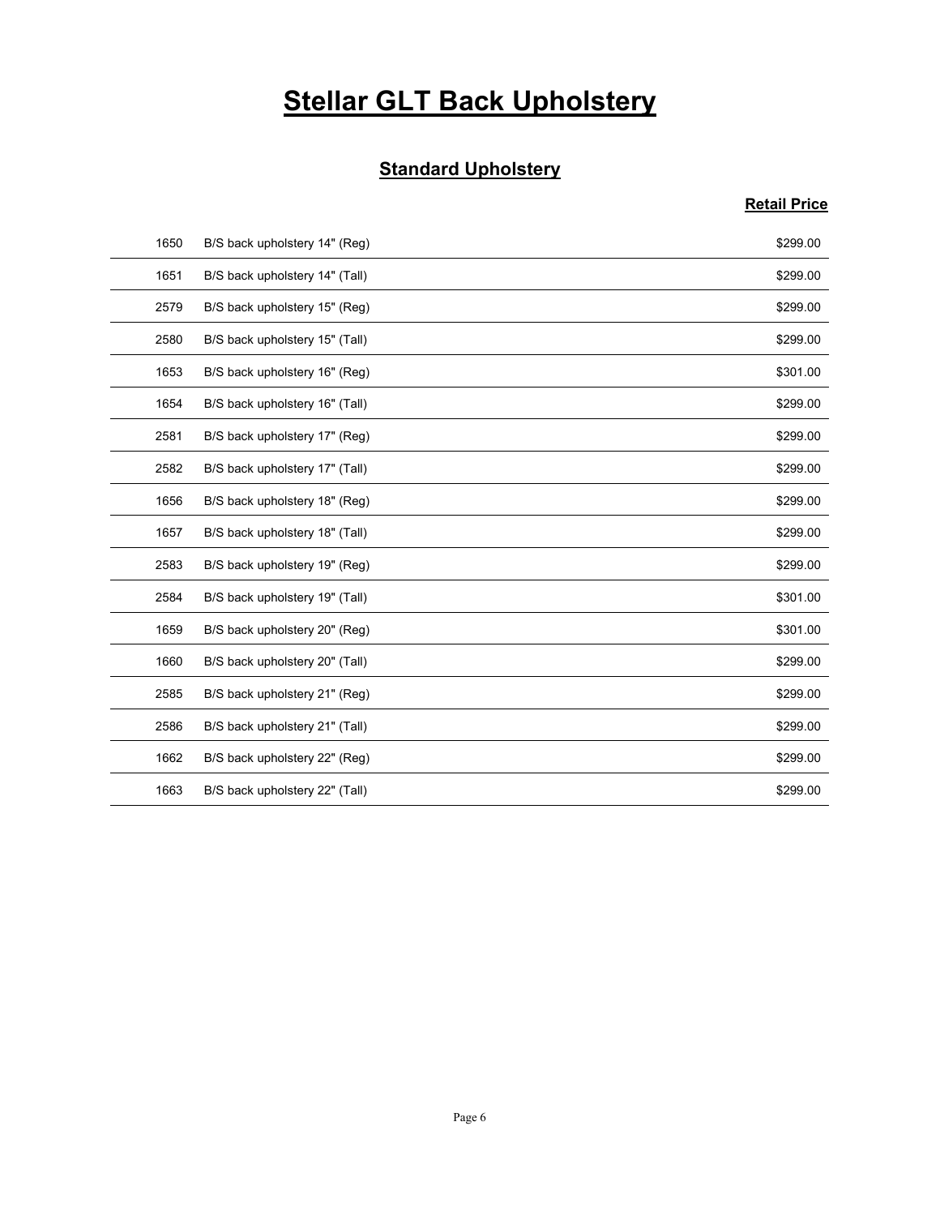# Stellar GLT Back Upholstery

## Standard Upholstery

| | | Retail Price |
|---|---|---|
| 1650 | B/S back upholstery 14" (Reg) | $299.00 |
| 1651 | B/S back upholstery 14" (Tall) | $299.00 |
| 2579 | B/S back upholstery 15" (Reg) | $299.00 |
| 2580 | B/S back upholstery 15" (Tall) | $299.00 |
| 1653 | B/S back upholstery 16" (Reg) | $301.00 |
| 1654 | B/S back upholstery 16" (Tall) | $299.00 |
| 2581 | B/S back upholstery 17" (Reg) | $299.00 |
| 2582 | B/S back upholstery 17" (Tall) | $299.00 |
| 1656 | B/S back upholstery 18" (Reg) | $299.00 |
| 1657 | B/S back upholstery 18" (Tall) | $299.00 |
| 2583 | B/S back upholstery 19" (Reg) | $299.00 |
| 2584 | B/S back upholstery 19" (Tall) | $301.00 |
| 1659 | B/S back upholstery 20" (Reg) | $301.00 |
| 1660 | B/S back upholstery 20" (Tall) | $299.00 |
| 2585 | B/S back upholstery 21" (Reg) | $299.00 |
| 2586 | B/S back upholstery 21" (Tall) | $299.00 |
| 1662 | B/S back upholstery 22" (Reg) | $299.00 |
| 1663 | B/S back upholstery 22" (Tall) | $299.00 |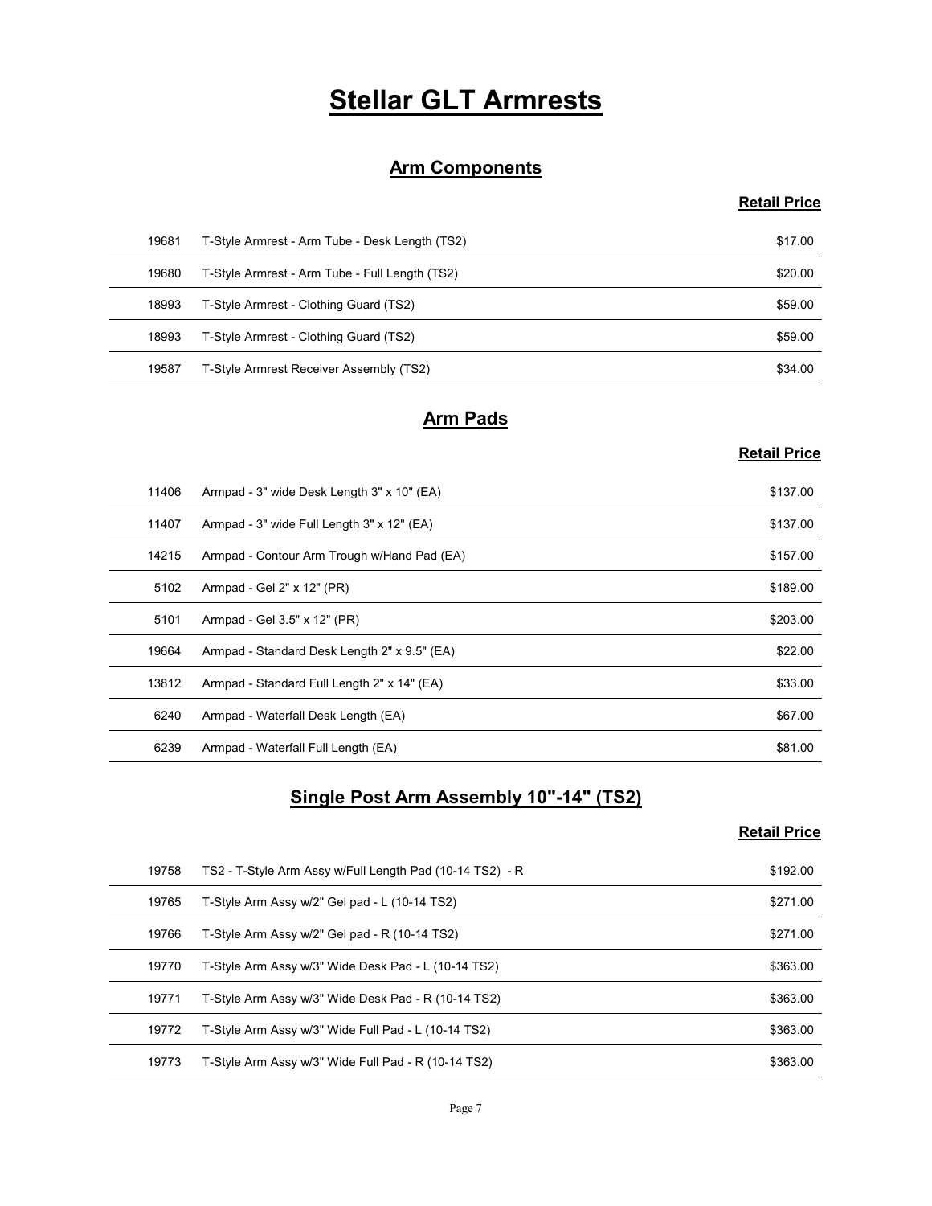# Stellar GLT Armrests

## Arm Components

| | | Retail Price |
|---|---|---|
| 19681 | T-Style Armrest - Arm Tube - Desk Length (TS2) | $17.00 |
| 19680 | T-Style Armrest - Arm Tube - Full Length (TS2) | $20.00 |
| 18993 | T-Style Armrest - Clothing Guard (TS2) | $59.00 |
| 18993 | T-Style Armrest - Clothing Guard (TS2) | $59.00 |
| 19587 | T-Style Armrest Receiver Assembly (TS2) | $34.00 |

## Arm Pads

| | | Retail Price |
|---|---|---|
| 11406 | Armpad - 3" wide Desk Length 3" x 10" (EA) | $137.00 |
| 11407 | Armpad - 3" wide Full Length 3" x 12" (EA) | $137.00 |
| 14215 | Armpad - Contour Arm Trough w/Hand Pad (EA) | $157.00 |
| 5102 | Armpad - Gel 2" x 12" (PR) | $189.00 |
| 5101 | Armpad - Gel 3.5" x 12" (PR) | $203.00 |
| 19664 | Armpad - Standard Desk Length 2" x 9.5" (EA) | $22.00 |
| 13812 | Armpad - Standard Full Length 2" x 14" (EA) | $33.00 |
| 6240 | Armpad - Waterfall Desk Length (EA) | $67.00 |
| 6239 | Armpad - Waterfall Full Length (EA) | $81.00 |

## Single Post Arm Assembly 10"-14" (TS2)

| | | Retail Price |
|---|---|---|
| 19758 | TS2 - T-Style Arm Assy w/Full Length Pad (10-14 TS2) - R | $192.00 |
| 19765 | T-Style Arm Assy w/2" Gel pad - L (10-14 TS2) | $271.00 |
| 19766 | T-Style Arm Assy w/2" Gel pad - R (10-14 TS2) | $271.00 |
| 19770 | T-Style Arm Assy w/3" Wide Desk Pad - L (10-14 TS2) | $363.00 |
| 19771 | T-Style Arm Assy w/3" Wide Desk Pad - R (10-14 TS2) | $363.00 |
| 19772 | T-Style Arm Assy w/3" Wide Full Pad - L (10-14 TS2) | $363.00 |
| 19773 | T-Style Arm Assy w/3" Wide Full Pad - R (10-14 TS2) | $363.00 |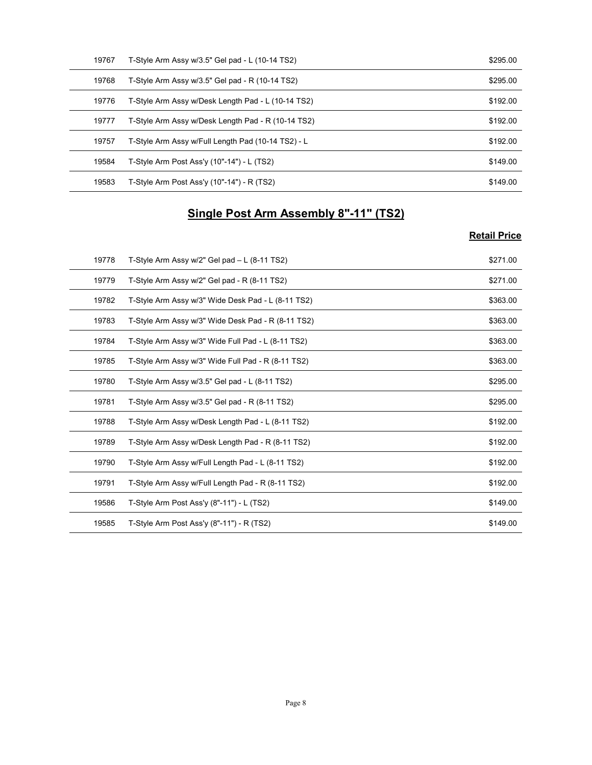| | | |
|---|---|---|
| 19767 | T-Style Arm Assy w/3.5" Gel pad - L (10-14 TS2) | $295.00 |
| 19768 | T-Style Arm Assy w/3.5" Gel pad - R (10-14 TS2) | $295.00 |
| 19776 | T-Style Arm Assy w/Desk Length Pad - L (10-14 TS2) | $192.00 |
| 19777 | T-Style Arm Assy w/Desk Length Pad - R (10-14 TS2) | $192.00 |
| 19757 | T-Style Arm Assy w/Full Length Pad (10-14 TS2) - L | $192.00 |
| 19584 | T-Style Arm Post Ass'y (10"-14") - L (TS2) | $149.00 |
| 19583 | T-Style Arm Post Ass'y (10"-14") - R (TS2) | $149.00 |

## Single Post Arm Assembly 8"-11" (TS2)

| | | Retail Price |
|---|---|---|
| 19778 | T-Style Arm Assy w/2" Gel pad – L (8-11 TS2) | $271.00 |
| 19779 | T-Style Arm Assy w/2" Gel pad - R (8-11 TS2) | $271.00 |
| 19782 | T-Style Arm Assy w/3" Wide Desk Pad - L (8-11 TS2) | $363.00 |
| 19783 | T-Style Arm Assy w/3" Wide Desk Pad - R (8-11 TS2) | $363.00 |
| 19784 | T-Style Arm Assy w/3" Wide Full Pad - L (8-11 TS2) | $363.00 |
| 19785 | T-Style Arm Assy w/3" Wide Full Pad - R (8-11 TS2) | $363.00 |
| 19780 | T-Style Arm Assy w/3.5" Gel pad - L (8-11 TS2) | $295.00 |
| 19781 | T-Style Arm Assy w/3.5" Gel pad - R (8-11 TS2) | $295.00 |
| 19788 | T-Style Arm Assy w/Desk Length Pad - L (8-11 TS2) | $192.00 |
| 19789 | T-Style Arm Assy w/Desk Length Pad - R (8-11 TS2) | $192.00 |
| 19790 | T-Style Arm Assy w/Full Length Pad - L (8-11 TS2) | $192.00 |
| 19791 | T-Style Arm Assy w/Full Length Pad - R (8-11 TS2) | $192.00 |
| 19586 | T-Style Arm Post Ass'y (8"-11") - L (TS2) | $149.00 |
| 19585 | T-Style Arm Post Ass'y (8"-11") - R (TS2) | $149.00 |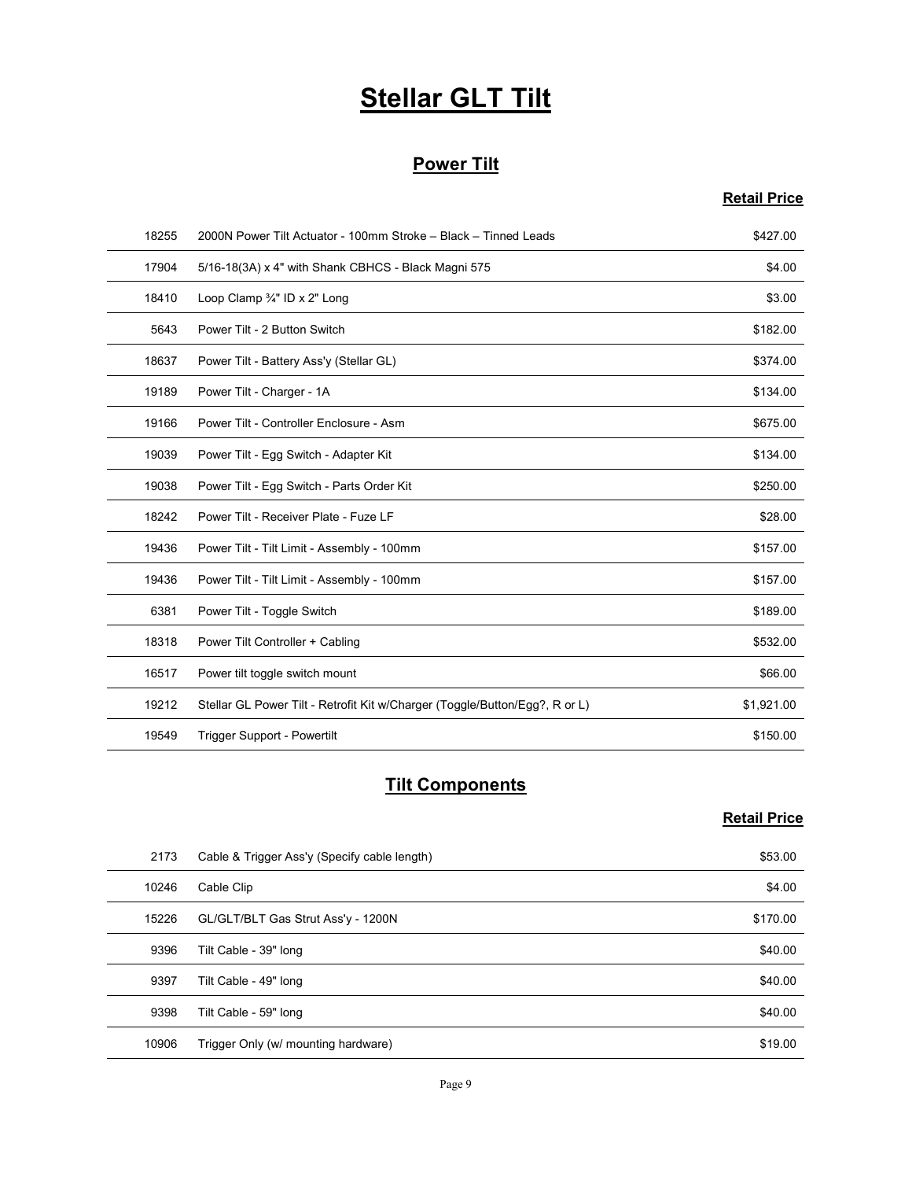# Stellar GLT Tilt

## Power Tilt

| | | Retail Price |
|---|---|---|
| 18255 | 2000N Power Tilt Actuator - 100mm Stroke – Black – Tinned Leads | $427.00 |
| 17904 | 5/16-18(3A) x 4" with Shank CBHCS - Black Magni 575 | $4.00 |
| 18410 | Loop Clamp ¾" ID x 2" Long | $3.00 |
| 5643 | Power Tilt - 2 Button Switch | $182.00 |
| 18637 | Power Tilt - Battery Ass'y (Stellar GL) | $374.00 |
| 19189 | Power Tilt - Charger - 1A | $134.00 |
| 19166 | Power Tilt - Controller Enclosure - Asm | $675.00 |
| 19039 | Power Tilt - Egg Switch - Adapter Kit | $134.00 |
| 19038 | Power Tilt - Egg Switch - Parts Order Kit | $250.00 |
| 18242 | Power Tilt - Receiver Plate - Fuze LF | $28.00 |
| 19436 | Power Tilt - Tilt Limit - Assembly - 100mm | $157.00 |
| 19436 | Power Tilt - Tilt Limit - Assembly - 100mm | $157.00 |
| 6381 | Power Tilt - Toggle Switch | $189.00 |
| 18318 | Power Tilt Controller + Cabling | $532.00 |
| 16517 | Power tilt toggle switch mount | $66.00 |
| 19212 | Stellar GL Power Tilt - Retrofit Kit w/Charger (Toggle/Button/Egg?, R or L) | $1,921.00 |
| 19549 | Trigger Support - Powertilt | $150.00 |

## Tilt Components

| | | Retail Price |
|---|---|---|
| 2173 | Cable & Trigger Ass'y (Specify cable length) | $53.00 |
| 10246 | Cable Clip | $4.00 |
| 15226 | GL/GLT/BLT Gas Strut Ass'y - 1200N | $170.00 |
| 9396 | Tilt Cable - 39" long | $40.00 |
| 9397 | Tilt Cable - 49" long | $40.00 |
| 9398 | Tilt Cable - 59" long | $40.00 |
| 10906 | Trigger Only (w/ mounting hardware) | $19.00 |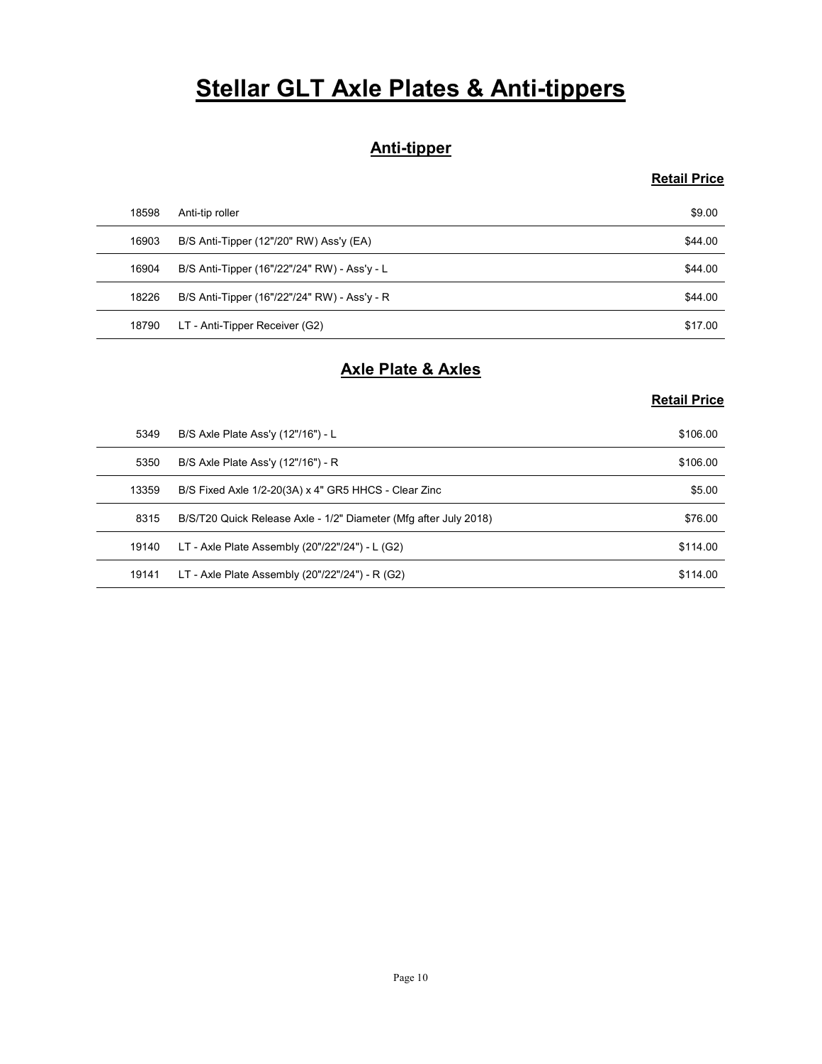# Stellar GLT Axle Plates & Anti-tippers

## Anti-tipper

| | | Retail Price |
|---|---|---|
| 18598 | Anti-tip roller | $9.00 |
| 16903 | B/S Anti-Tipper (12"/20" RW) Ass'y (EA) | $44.00 |
| 16904 | B/S Anti-Tipper (16"/22"/24" RW) - Ass'y - L | $44.00 |
| 18226 | B/S Anti-Tipper (16"/22"/24" RW) - Ass'y - R | $44.00 |
| 18790 | LT - Anti-Tipper Receiver (G2) | $17.00 |

## Axle Plate & Axles

| | | Retail Price |
|---|---|---|
| 5349 | B/S Axle Plate Ass'y (12"/16") - L | $106.00 |
| 5350 | B/S Axle Plate Ass'y (12"/16") - R | $106.00 |
| 13359 | B/S Fixed Axle 1/2-20(3A) x 4" GR5 HHCS - Clear Zinc | $5.00 |
| 8315 | B/S/T20 Quick Release Axle - 1/2" Diameter (Mfg after July 2018) | $76.00 |
| 19140 | LT - Axle Plate Assembly (20"/22"/24") - L (G2) | $114.00 |
| 19141 | LT - Axle Plate Assembly (20"/22"/24") - R (G2) | $114.00 |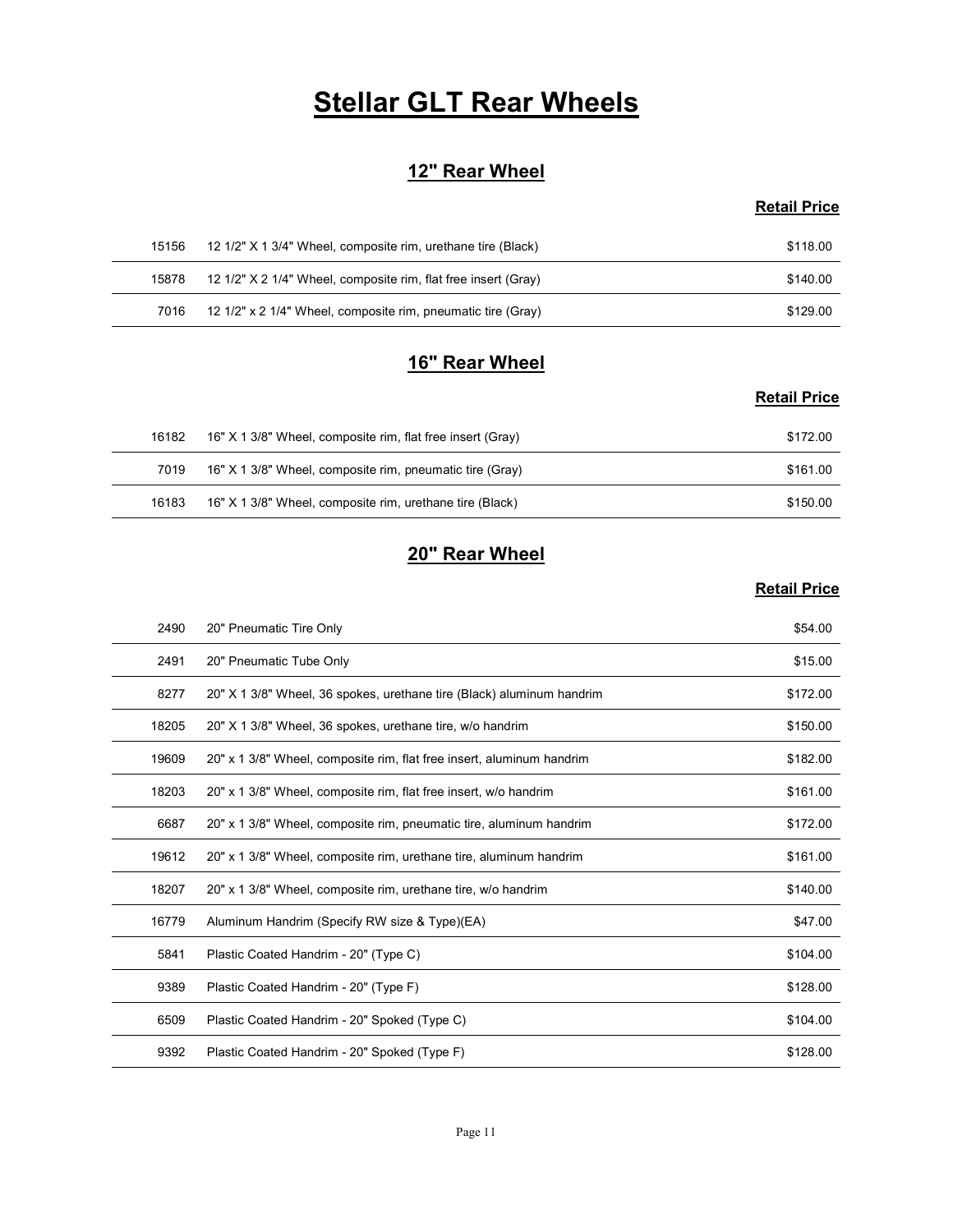# Stellar GLT Rear Wheels

## 12" Rear Wheel

| | | Retail Price |
|---|---|---|
| 15156 | 12 1/2" X 1 3/4" Wheel, composite rim, urethane tire (Black) | $118.00 |
| 15878 | 12 1/2" X 2 1/4" Wheel, composite rim, flat free insert (Gray) | $140.00 |
| 7016 | 12 1/2" x 2 1/4" Wheel, composite rim, pneumatic tire (Gray) | $129.00 |

## 16" Rear Wheel

| | | Retail Price |
|---|---|---|
| 16182 | 16" X 1 3/8" Wheel, composite rim, flat free insert (Gray) | $172.00 |
| 7019 | 16" X 1 3/8" Wheel, composite rim, pneumatic tire (Gray) | $161.00 |
| 16183 | 16" X 1 3/8" Wheel, composite rim, urethane tire (Black) | $150.00 |

## 20" Rear Wheel

| | | Retail Price |
|---|---|---|
| 2490 | 20" Pneumatic Tire Only | $54.00 |
| 2491 | 20" Pneumatic Tube Only | $15.00 |
| 8277 | 20" X 1 3/8" Wheel, 36 spokes, urethane tire (Black) aluminum handrim | $172.00 |
| 18205 | 20" X 1 3/8" Wheel, 36 spokes, urethane tire, w/o handrim | $150.00 |
| 19609 | 20" x 1 3/8" Wheel, composite rim, flat free insert, aluminum handrim | $182.00 |
| 18203 | 20" x 1 3/8" Wheel, composite rim, flat free insert, w/o handrim | $161.00 |
| 6687 | 20" x 1 3/8" Wheel, composite rim, pneumatic tire, aluminum handrim | $172.00 |
| 19612 | 20" x 1 3/8" Wheel, composite rim, urethane tire, aluminum handrim | $161.00 |
| 18207 | 20" x 1 3/8" Wheel, composite rim, urethane tire, w/o handrim | $140.00 |
| 16779 | Aluminum Handrim (Specify RW size & Type)(EA) | $47.00 |
| 5841 | Plastic Coated Handrim - 20" (Type C) | $104.00 |
| 9389 | Plastic Coated Handrim - 20" (Type F) | $128.00 |
| 6509 | Plastic Coated Handrim - 20" Spoked (Type C) | $104.00 |
| 9392 | Plastic Coated Handrim - 20" Spoked (Type F) | $128.00 |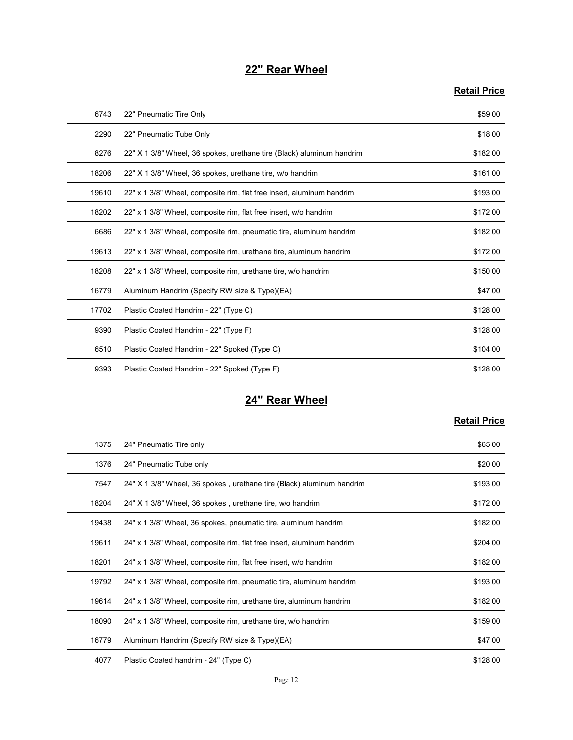## 22" Rear Wheel

| | | Retail Price |
|---|---|---|
| 6743 | 22" Pneumatic Tire Only | $59.00 |
| 2290 | 22" Pneumatic Tube Only | $18.00 |
| 8276 | 22" X 1 3/8" Wheel, 36 spokes, urethane tire (Black) aluminum handrim | $182.00 |
| 18206 | 22" X 1 3/8" Wheel, 36 spokes, urethane tire, w/o handrim | $161.00 |
| 19610 | 22" x 1 3/8" Wheel, composite rim, flat free insert, aluminum handrim | $193.00 |
| 18202 | 22" x 1 3/8" Wheel, composite rim, flat free insert, w/o handrim | $172.00 |
| 6686 | 22" x 1 3/8" Wheel, composite rim, pneumatic tire, aluminum handrim | $182.00 |
| 19613 | 22" x 1 3/8" Wheel, composite rim, urethane tire, aluminum handrim | $172.00 |
| 18208 | 22" x 1 3/8" Wheel, composite rim, urethane tire, w/o handrim | $150.00 |
| 16779 | Aluminum Handrim (Specify RW size & Type)(EA) | $47.00 |
| 17702 | Plastic Coated Handrim - 22" (Type C) | $128.00 |
| 9390 | Plastic Coated Handrim - 22" (Type F) | $128.00 |
| 6510 | Plastic Coated Handrim - 22" Spoked (Type C) | $104.00 |
| 9393 | Plastic Coated Handrim - 22" Spoked (Type F) | $128.00 |

## 24" Rear Wheel

| | | Retail Price |
|---|---|---|
| 1375 | 24" Pneumatic Tire only | $65.00 |
| 1376 | 24" Pneumatic Tube only | $20.00 |
| 7547 | 24" X 1 3/8" Wheel, 36 spokes , urethane tire (Black) aluminum handrim | $193.00 |
| 18204 | 24" X 1 3/8" Wheel, 36 spokes , urethane tire, w/o handrim | $172.00 |
| 19438 | 24" x 1 3/8" Wheel, 36 spokes, pneumatic tire, aluminum handrim | $182.00 |
| 19611 | 24" x 1 3/8" Wheel, composite rim, flat free insert, aluminum handrim | $204.00 |
| 18201 | 24" x 1 3/8" Wheel, composite rim, flat free insert, w/o handrim | $182.00 |
| 19792 | 24" x 1 3/8" Wheel, composite rim, pneumatic tire, aluminum handrim | $193.00 |
| 19614 | 24" x 1 3/8" Wheel, composite rim, urethane tire, aluminum handrim | $182.00 |
| 18090 | 24" x 1 3/8" Wheel, composite rim, urethane tire, w/o handrim | $159.00 |
| 16779 | Aluminum Handrim (Specify RW size & Type)(EA) | $47.00 |
| 4077 | Plastic Coated handrim - 24" (Type C) | $128.00 |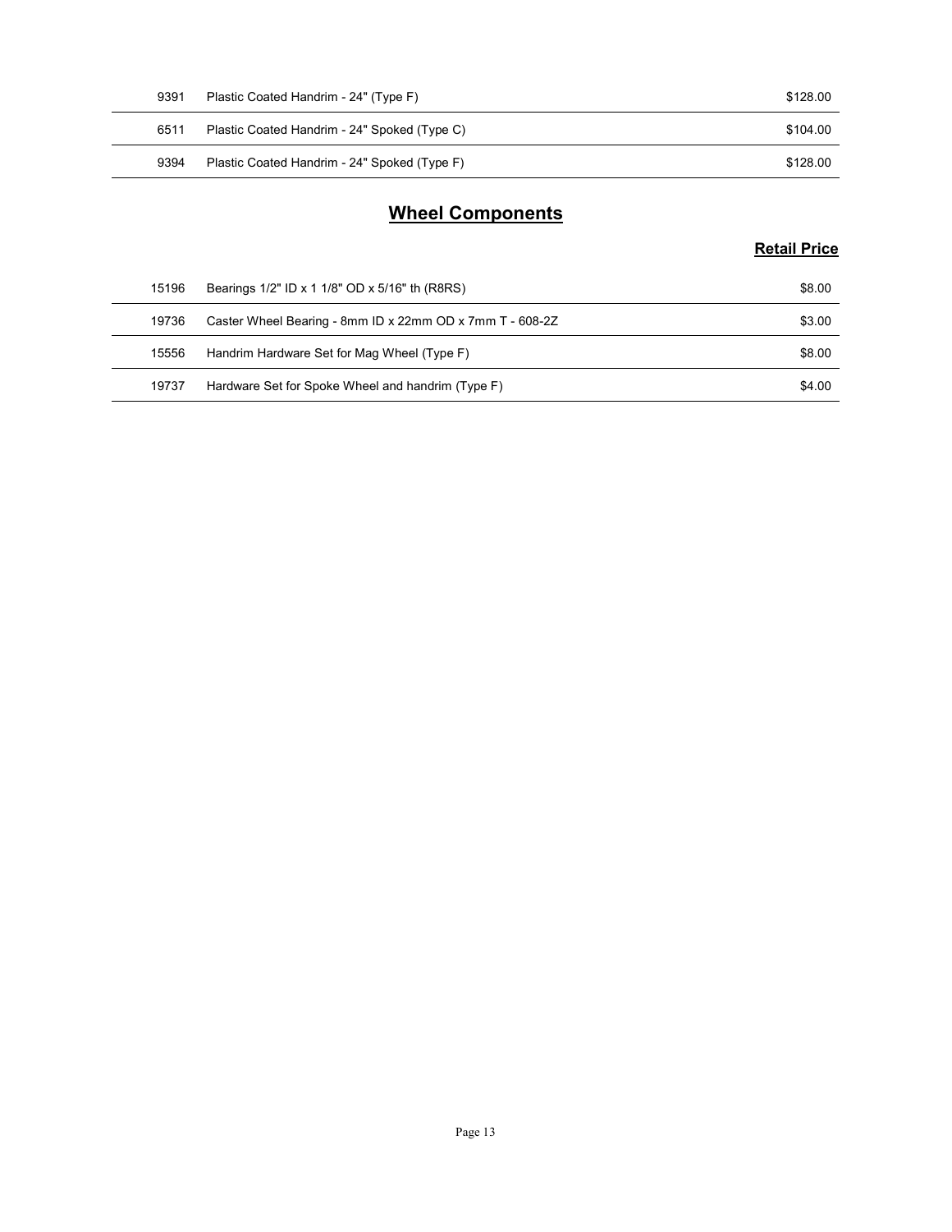| | | |
|---|---|---|
| 9391 | Plastic Coated Handrim - 24" (Type F) | $128.00 |
| 6511 | Plastic Coated Handrim - 24" Spoked (Type C) | $104.00 |
| 9394 | Plastic Coated Handrim - 24" Spoked (Type F) | $128.00 |

## Wheel Components

| | | Retail Price |
|---|---|---|
| 15196 | Bearings 1/2" ID x 1 1/8" OD x 5/16" th (R8RS) | $8.00 |
| 19736 | Caster Wheel Bearing - 8mm ID x 22mm OD x 7mm T - 608-2Z | $3.00 |
| 15556 | Handrim Hardware Set for Mag Wheel (Type F) | $8.00 |
| 19737 | Hardware Set for Spoke Wheel and handrim (Type F) | $4.00 |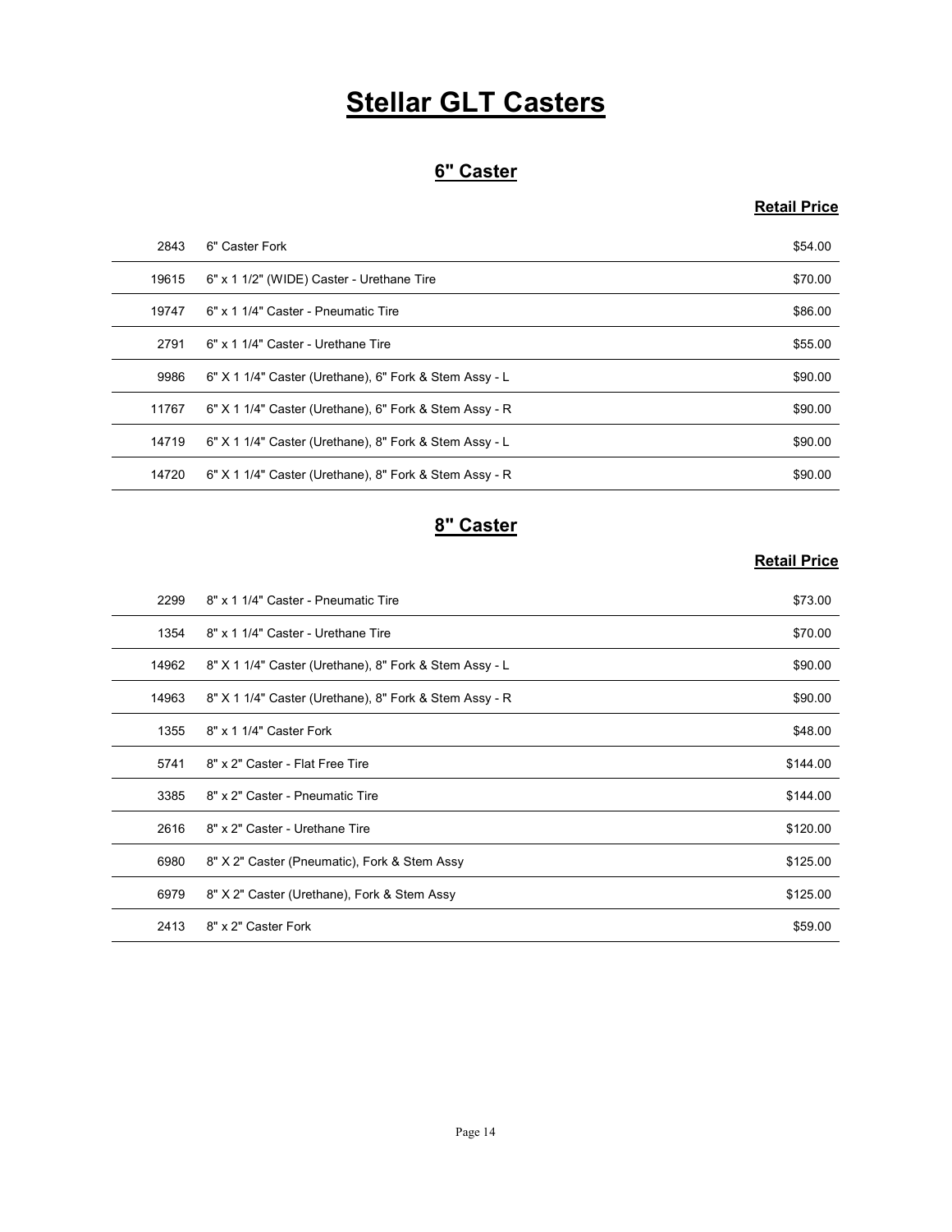# Stellar GLT Casters

## 6" Caster

| | | Retail Price |
|---|---|---|
| 2843 | 6" Caster Fork | $54.00 |
| 19615 | 6" x 1 1/2" (WIDE) Caster - Urethane Tire | $70.00 |
| 19747 | 6" x 1 1/4" Caster - Pneumatic Tire | $86.00 |
| 2791 | 6" x 1 1/4" Caster - Urethane Tire | $55.00 |
| 9986 | 6" X 1 1/4" Caster (Urethane), 6" Fork & Stem Assy - L | $90.00 |
| 11767 | 6" X 1 1/4" Caster (Urethane), 6" Fork & Stem Assy - R | $90.00 |
| 14719 | 6" X 1 1/4" Caster (Urethane), 8" Fork & Stem Assy - L | $90.00 |
| 14720 | 6" X 1 1/4" Caster (Urethane), 8" Fork & Stem Assy - R | $90.00 |

## 8" Caster

| | | Retail Price |
|---|---|---|
| 2299 | 8" x 1 1/4" Caster - Pneumatic Tire | $73.00 |
| 1354 | 8" x 1 1/4" Caster - Urethane Tire | $70.00 |
| 14962 | 8" X 1 1/4" Caster (Urethane), 8" Fork & Stem Assy - L | $90.00 |
| 14963 | 8" X 1 1/4" Caster (Urethane), 8" Fork & Stem Assy - R | $90.00 |
| 1355 | 8" x 1 1/4" Caster Fork | $48.00 |
| 5741 | 8" x 2" Caster - Flat Free Tire | $144.00 |
| 3385 | 8" x 2" Caster - Pneumatic Tire | $144.00 |
| 2616 | 8" x 2" Caster - Urethane Tire | $120.00 |
| 6980 | 8" X 2" Caster (Pneumatic), Fork & Stem Assy | $125.00 |
| 6979 | 8" X 2" Caster (Urethane), Fork & Stem Assy | $125.00 |
| 2413 | 8" x 2" Caster Fork | $59.00 |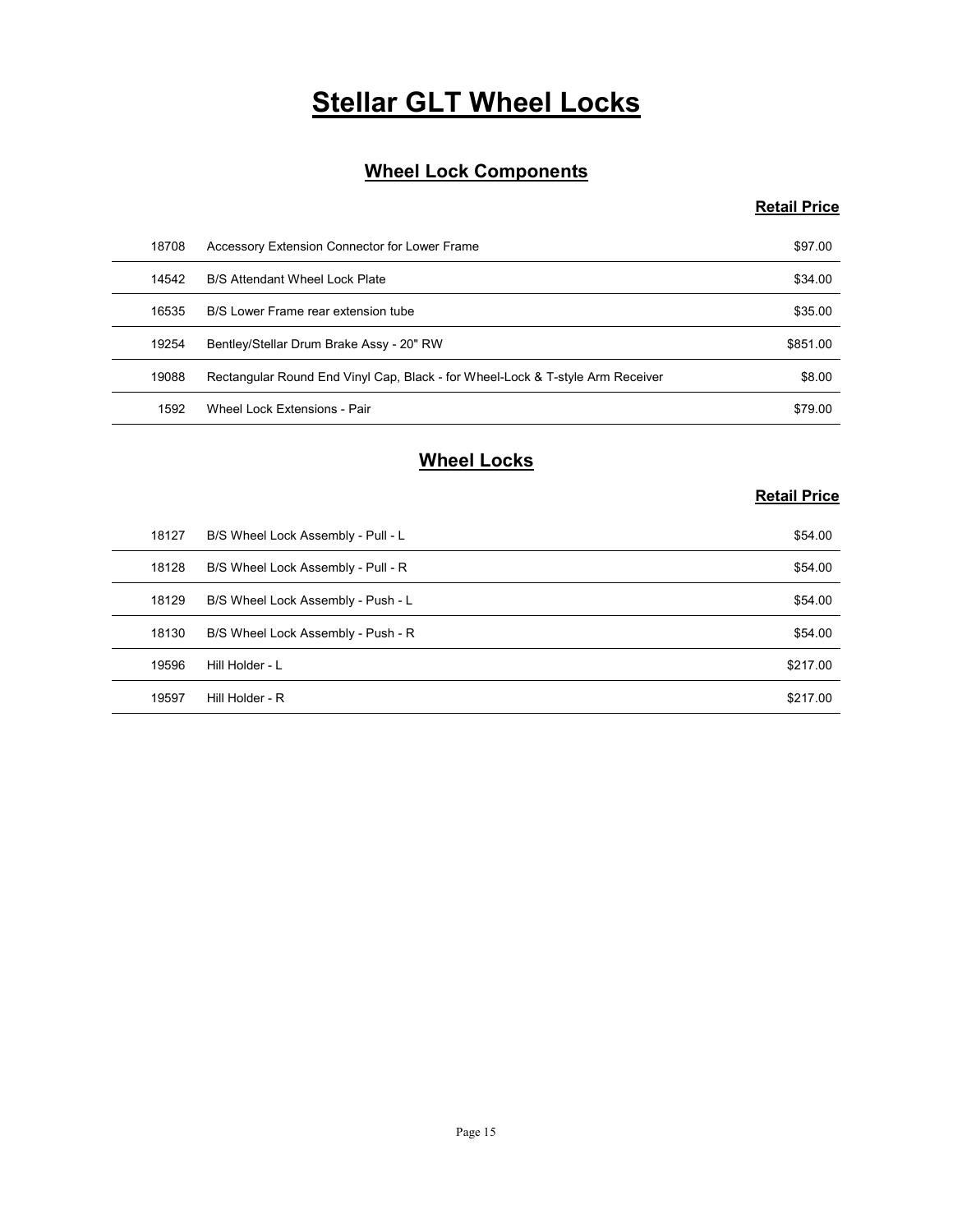# Stellar GLT Wheel Locks

## Wheel Lock Components

| | | Retail Price |
|---|---|---|
| 18708 | Accessory Extension Connector for Lower Frame | $97.00 |
| 14542 | B/S Attendant Wheel Lock Plate | $34.00 |
| 16535 | B/S Lower Frame rear extension tube | $35.00 |
| 19254 | Bentley/Stellar Drum Brake Assy - 20" RW | $851.00 |
| 19088 | Rectangular Round End Vinyl Cap, Black - for Wheel-Lock & T-style Arm Receiver | $8.00 |
| 1592 | Wheel Lock Extensions - Pair | $79.00 |

## Wheel Locks

| | | Retail Price |
|---|---|---|
| 18127 | B/S Wheel Lock Assembly - Pull - L | $54.00 |
| 18128 | B/S Wheel Lock Assembly - Pull - R | $54.00 |
| 18129 | B/S Wheel Lock Assembly - Push - L | $54.00 |
| 18130 | B/S Wheel Lock Assembly - Push - R | $54.00 |
| 19596 | Hill Holder - L | $217.00 |
| 19597 | Hill Holder - R | $217.00 |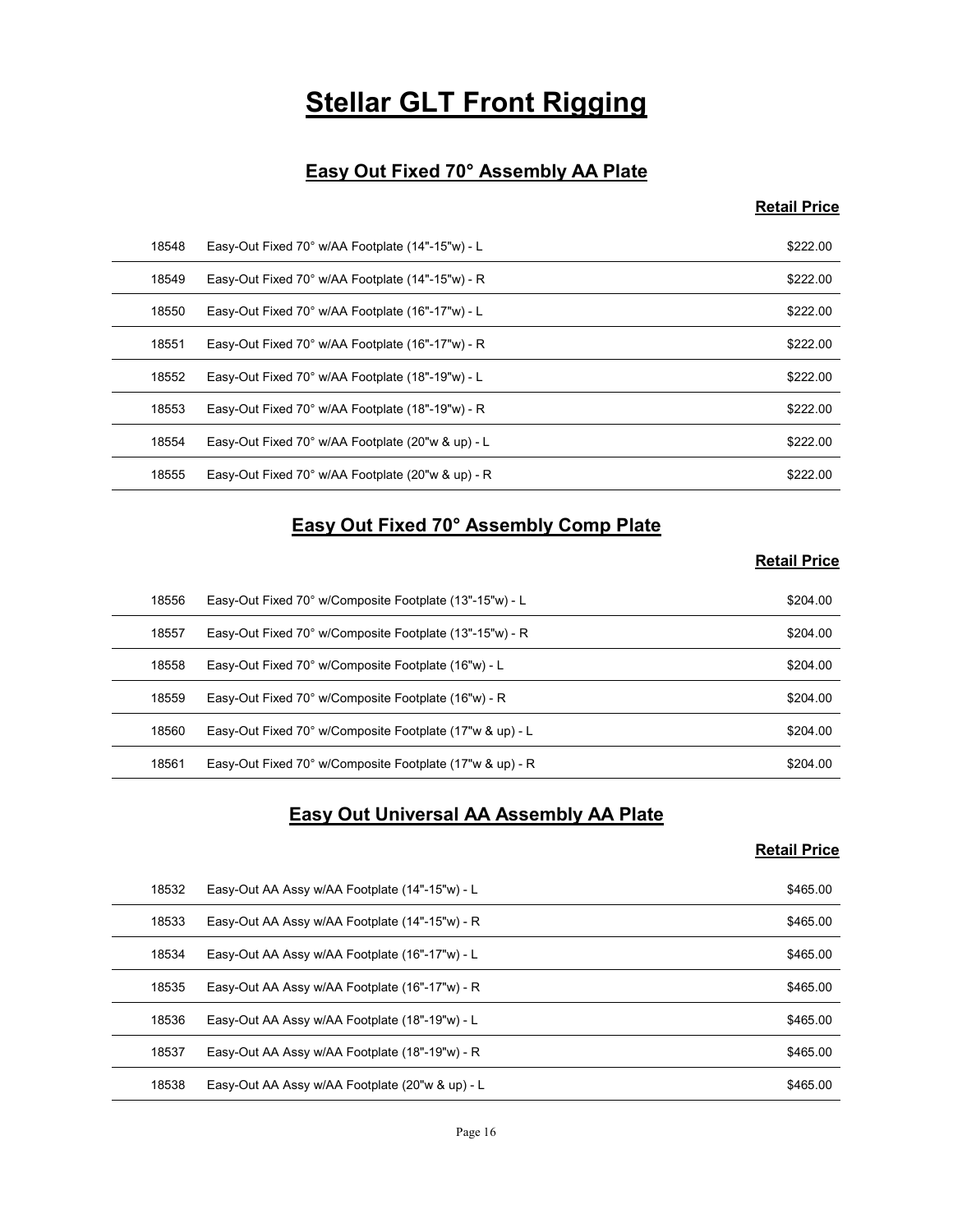# Stellar GLT Front Rigging

## Easy Out Fixed 70° Assembly AA Plate

| | | Retail Price |
|---|---|---|
| 18548 | Easy-Out Fixed 70° w/AA Footplate (14"-15"w) - L | $222.00 |
| 18549 | Easy-Out Fixed 70° w/AA Footplate (14"-15"w) - R | $222.00 |
| 18550 | Easy-Out Fixed 70° w/AA Footplate (16"-17"w) - L | $222.00 |
| 18551 | Easy-Out Fixed 70° w/AA Footplate (16"-17"w) - R | $222.00 |
| 18552 | Easy-Out Fixed 70° w/AA Footplate (18"-19"w) - L | $222.00 |
| 18553 | Easy-Out Fixed 70° w/AA Footplate (18"-19"w) - R | $222.00 |
| 18554 | Easy-Out Fixed 70° w/AA Footplate (20"w & up) - L | $222.00 |
| 18555 | Easy-Out Fixed 70° w/AA Footplate (20"w & up) - R | $222.00 |

## Easy Out Fixed 70° Assembly Comp Plate

| | | Retail Price |
|---|---|---|
| 18556 | Easy-Out Fixed 70° w/Composite Footplate (13"-15"w) - L | $204.00 |
| 18557 | Easy-Out Fixed 70° w/Composite Footplate (13"-15"w) - R | $204.00 |
| 18558 | Easy-Out Fixed 70° w/Composite Footplate (16"w) - L | $204.00 |
| 18559 | Easy-Out Fixed 70° w/Composite Footplate (16"w) - R | $204.00 |
| 18560 | Easy-Out Fixed 70° w/Composite Footplate (17"w & up) - L | $204.00 |
| 18561 | Easy-Out Fixed 70° w/Composite Footplate (17"w & up) - R | $204.00 |

## Easy Out Universal AA Assembly AA Plate

| | | Retail Price |
|---|---|---|
| 18532 | Easy-Out AA Assy w/AA Footplate (14"-15"w) - L | $465.00 |
| 18533 | Easy-Out AA Assy w/AA Footplate (14"-15"w) - R | $465.00 |
| 18534 | Easy-Out AA Assy w/AA Footplate (16"-17"w) - L | $465.00 |
| 18535 | Easy-Out AA Assy w/AA Footplate (16"-17"w) - R | $465.00 |
| 18536 | Easy-Out AA Assy w/AA Footplate (18"-19"w) - L | $465.00 |
| 18537 | Easy-Out AA Assy w/AA Footplate (18"-19"w) - R | $465.00 |
| 18538 | Easy-Out AA Assy w/AA Footplate (20"w & up) - L | $465.00 |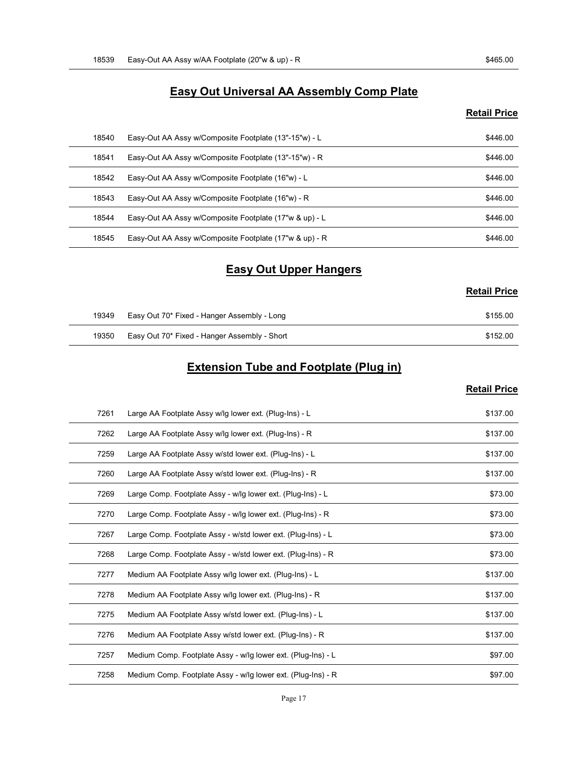| | | |
|---|---|---|
| 18539 | Easy-Out AA Assy w/AA Footplate (20"w & up) - R | $465.00 |

## Easy Out Universal AA Assembly Comp Plate

| | | Retail Price |
|---|---|---|
| 18540 | Easy-Out AA Assy w/Composite Footplate (13"-15"w) - L | $446.00 |
| 18541 | Easy-Out AA Assy w/Composite Footplate (13"-15"w) - R | $446.00 |
| 18542 | Easy-Out AA Assy w/Composite Footplate (16"w) - L | $446.00 |
| 18543 | Easy-Out AA Assy w/Composite Footplate (16"w) - R | $446.00 |
| 18544 | Easy-Out AA Assy w/Composite Footplate (17"w & up) - L | $446.00 |
| 18545 | Easy-Out AA Assy w/Composite Footplate (17"w & up) - R | $446.00 |

## Easy Out Upper Hangers

| | | Retail Price |
|---|---|---|
| 19349 | Easy Out 70* Fixed - Hanger Assembly - Long | $155.00 |
| 19350 | Easy Out 70* Fixed - Hanger Assembly - Short | $152.00 |

## Extension Tube and Footplate (Plug in)

| | | Retail Price |
|---|---|---|
| 7261 | Large AA Footplate Assy w/lg lower ext. (Plug-Ins) - L | $137.00 |
| 7262 | Large AA Footplate Assy w/lg lower ext. (Plug-Ins) - R | $137.00 |
| 7259 | Large AA Footplate Assy w/std lower ext. (Plug-Ins) - L | $137.00 |
| 7260 | Large AA Footplate Assy w/std lower ext. (Plug-Ins) - R | $137.00 |
| 7269 | Large Comp. Footplate Assy - w/lg lower ext. (Plug-Ins) - L | $73.00 |
| 7270 | Large Comp. Footplate Assy - w/lg lower ext. (Plug-Ins) - R | $73.00 |
| 7267 | Large Comp. Footplate Assy - w/std lower ext. (Plug-Ins) - L | $73.00 |
| 7268 | Large Comp. Footplate Assy - w/std lower ext. (Plug-Ins) - R | $73.00 |
| 7277 | Medium AA Footplate Assy w/lg lower ext. (Plug-Ins) - L | $137.00 |
| 7278 | Medium AA Footplate Assy w/lg lower ext. (Plug-Ins) - R | $137.00 |
| 7275 | Medium AA Footplate Assy w/std lower ext. (Plug-Ins) - L | $137.00 |
| 7276 | Medium AA Footplate Assy w/std lower ext. (Plug-Ins) - R | $137.00 |
| 7257 | Medium Comp. Footplate Assy - w/lg lower ext. (Plug-Ins) - L | $97.00 |
| 7258 | Medium Comp. Footplate Assy - w/lg lower ext. (Plug-Ins) - R | $97.00 |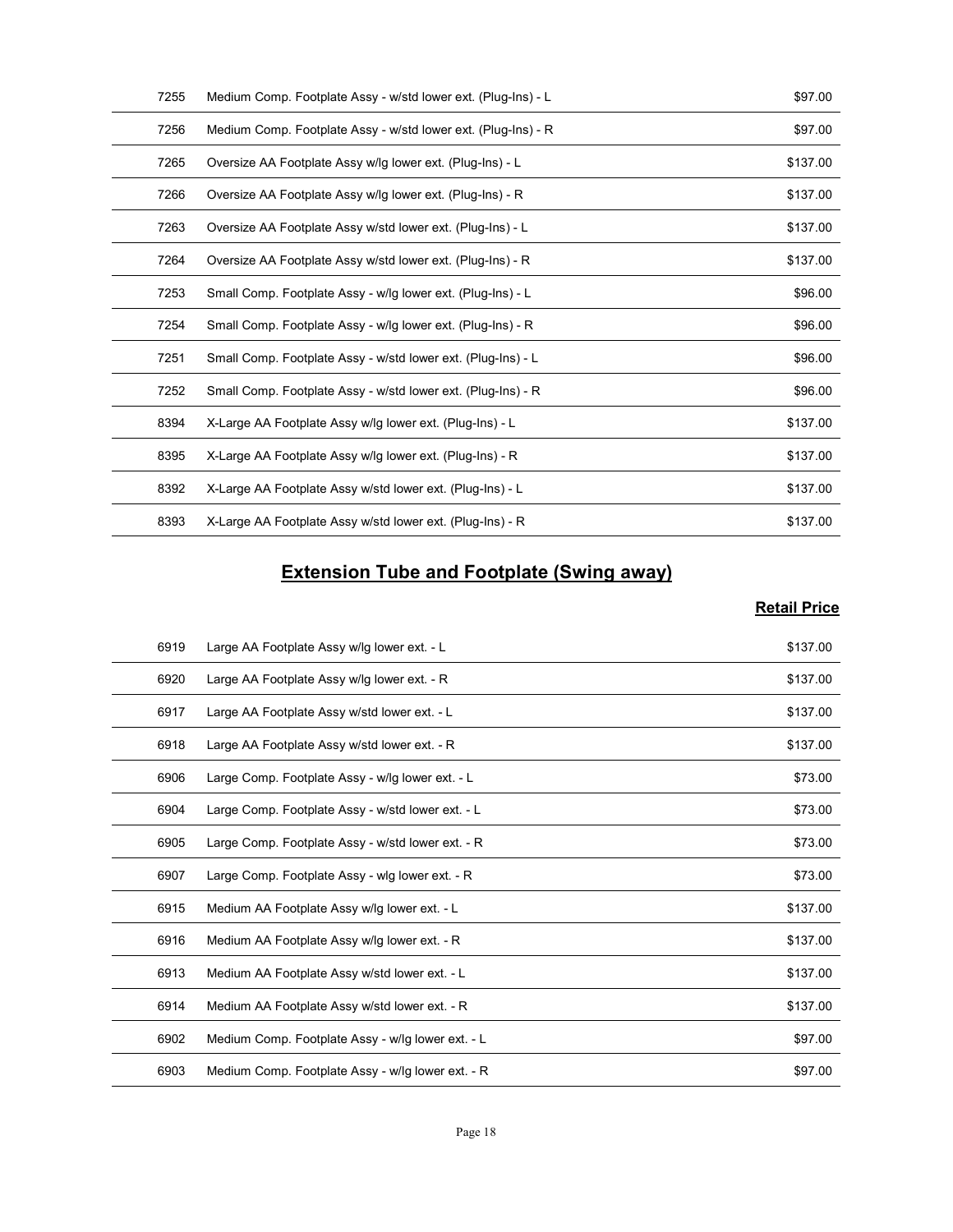| | | |
|---|---|---|
| 7255 | Medium Comp. Footplate Assy - w/std lower ext. (Plug-Ins) - L | $97.00 |
| 7256 | Medium Comp. Footplate Assy - w/std lower ext. (Plug-Ins) - R | $97.00 |
| 7265 | Oversize AA Footplate Assy w/lg lower ext. (Plug-Ins) - L | $137.00 |
| 7266 | Oversize AA Footplate Assy w/lg lower ext. (Plug-Ins) - R | $137.00 |
| 7263 | Oversize AA Footplate Assy w/std lower ext. (Plug-Ins) - L | $137.00 |
| 7264 | Oversize AA Footplate Assy w/std lower ext. (Plug-Ins) - R | $137.00 |
| 7253 | Small Comp. Footplate Assy - w/lg lower ext. (Plug-Ins) - L | $96.00 |
| 7254 | Small Comp. Footplate Assy - w/lg lower ext. (Plug-Ins) - R | $96.00 |
| 7251 | Small Comp. Footplate Assy - w/std lower ext. (Plug-Ins) - L | $96.00 |
| 7252 | Small Comp. Footplate Assy - w/std lower ext. (Plug-Ins) - R | $96.00 |
| 8394 | X-Large AA Footplate Assy w/lg lower ext. (Plug-Ins) - L | $137.00 |
| 8395 | X-Large AA Footplate Assy w/lg lower ext. (Plug-Ins) - R | $137.00 |
| 8392 | X-Large AA Footplate Assy w/std lower ext. (Plug-Ins) - L | $137.00 |
| 8393 | X-Large AA Footplate Assy w/std lower ext. (Plug-Ins) - R | $137.00 |

## Extension Tube and Footplate (Swing away)

| | | Retail Price |
|---|---|---|
| 6919 | Large AA Footplate Assy w/lg lower ext. - L | $137.00 |
| 6920 | Large AA Footplate Assy w/lg lower ext. - R | $137.00 |
| 6917 | Large AA Footplate Assy w/std lower ext. - L | $137.00 |
| 6918 | Large AA Footplate Assy w/std lower ext. - R | $137.00 |
| 6906 | Large Comp. Footplate Assy - w/lg lower ext. - L | $73.00 |
| 6904 | Large Comp. Footplate Assy - w/std lower ext. - L | $73.00 |
| 6905 | Large Comp. Footplate Assy - w/std lower ext. - R | $73.00 |
| 6907 | Large Comp. Footplate Assy - wlg lower ext. - R | $73.00 |
| 6915 | Medium AA Footplate Assy w/lg lower ext. - L | $137.00 |
| 6916 | Medium AA Footplate Assy w/lg lower ext. - R | $137.00 |
| 6913 | Medium AA Footplate Assy w/std lower ext. - L | $137.00 |
| 6914 | Medium AA Footplate Assy w/std lower ext. - R | $137.00 |
| 6902 | Medium Comp. Footplate Assy - w/lg lower ext. - L | $97.00 |
| 6903 | Medium Comp. Footplate Assy - w/lg lower ext. - R | $97.00 |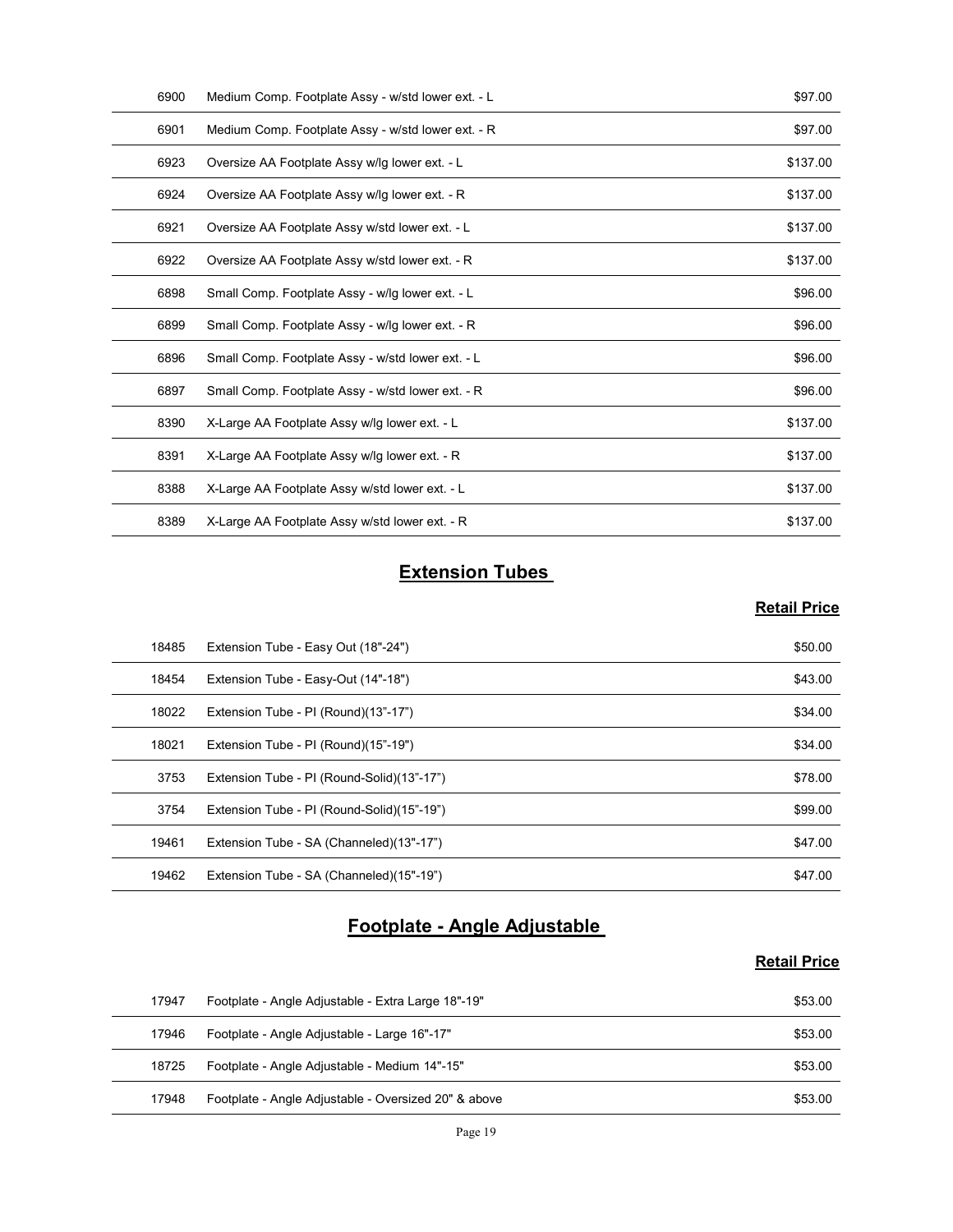| | | |
|---|---|---|
| 6900 | Medium Comp. Footplate Assy - w/std lower ext. - L | $97.00 |
| 6901 | Medium Comp. Footplate Assy - w/std lower ext. - R | $97.00 |
| 6923 | Oversize AA Footplate Assy w/lg lower ext. - L | $137.00 |
| 6924 | Oversize AA Footplate Assy w/lg lower ext. - R | $137.00 |
| 6921 | Oversize AA Footplate Assy w/std lower ext. - L | $137.00 |
| 6922 | Oversize AA Footplate Assy w/std lower ext. - R | $137.00 |
| 6898 | Small Comp. Footplate Assy - w/lg lower ext. - L | $96.00 |
| 6899 | Small Comp. Footplate Assy - w/lg lower ext. - R | $96.00 |
| 6896 | Small Comp. Footplate Assy - w/std lower ext. - L | $96.00 |
| 6897 | Small Comp. Footplate Assy - w/std lower ext. - R | $96.00 |
| 8390 | X-Large AA Footplate Assy w/lg lower ext. - L | $137.00 |
| 8391 | X-Large AA Footplate Assy w/lg lower ext. - R | $137.00 |
| 8388 | X-Large AA Footplate Assy w/std lower ext. - L | $137.00 |
| 8389 | X-Large AA Footplate Assy w/std lower ext. - R | $137.00 |

## Extension Tubes

| | | Retail Price |
|---|---|---|
| 18485 | Extension Tube - Easy Out (18"-24") | $50.00 |
| 18454 | Extension Tube - Easy-Out (14"-18") | $43.00 |
| 18022 | Extension Tube - PI (Round)(13"-17") | $34.00 |
| 18021 | Extension Tube - PI (Round)(15"-19") | $34.00 |
| 3753 | Extension Tube - PI (Round-Solid)(13"-17") | $78.00 |
| 3754 | Extension Tube - PI (Round-Solid)(15"-19") | $99.00 |
| 19461 | Extension Tube - SA (Channeled)(13"-17") | $47.00 |
| 19462 | Extension Tube - SA (Channeled)(15"-19") | $47.00 |

## Footplate - Angle Adjustable

| | | Retail Price |
|---|---|---|
| 17947 | Footplate - Angle Adjustable - Extra Large 18"-19" | $53.00 |
| 17946 | Footplate - Angle Adjustable - Large 16"-17" | $53.00 |
| 18725 | Footplate - Angle Adjustable - Medium 14"-15" | $53.00 |
| 17948 | Footplate - Angle Adjustable - Oversized 20" & above | $53.00 |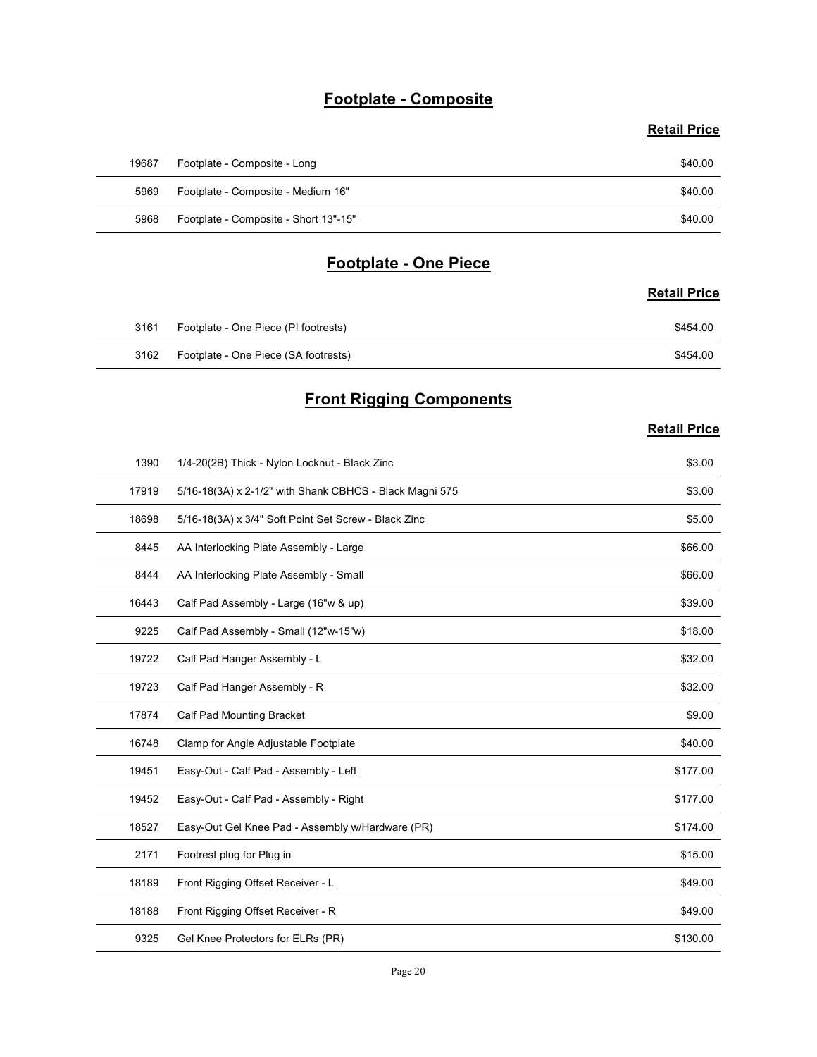## Footplate - Composite

| | | Retail Price |
|---|---|---|
| 19687 | Footplate - Composite - Long | $40.00 |
| 5969 | Footplate - Composite - Medium 16" | $40.00 |
| 5968 | Footplate - Composite - Short 13"-15" | $40.00 |

## Footplate - One Piece

| | | Retail Price |
|---|---|---|
| 3161 | Footplate - One Piece (PI footrests) | $454.00 |
| 3162 | Footplate - One Piece (SA footrests) | $454.00 |

## Front Rigging Components

| | | Retail Price |
|---|---|---|
| 1390 | 1/4-20(2B) Thick - Nylon Locknut - Black Zinc | $3.00 |
| 17919 | 5/16-18(3A) x 2-1/2" with Shank CBHCS - Black Magni 575 | $3.00 |
| 18698 | 5/16-18(3A) x 3/4" Soft Point Set Screw - Black Zinc | $5.00 |
| 8445 | AA Interlocking Plate Assembly - Large | $66.00 |
| 8444 | AA Interlocking Plate Assembly - Small | $66.00 |
| 16443 | Calf Pad Assembly - Large (16"w & up) | $39.00 |
| 9225 | Calf Pad Assembly - Small (12"w-15"w) | $18.00 |
| 19722 | Calf Pad Hanger Assembly - L | $32.00 |
| 19723 | Calf Pad Hanger Assembly - R | $32.00 |
| 17874 | Calf Pad Mounting Bracket | $9.00 |
| 16748 | Clamp for Angle Adjustable Footplate | $40.00 |
| 19451 | Easy-Out - Calf Pad - Assembly - Left | $177.00 |
| 19452 | Easy-Out - Calf Pad - Assembly - Right | $177.00 |
| 18527 | Easy-Out Gel Knee Pad - Assembly w/Hardware (PR) | $174.00 |
| 2171 | Footrest plug for Plug in | $15.00 |
| 18189 | Front Rigging Offset Receiver - L | $49.00 |
| 18188 | Front Rigging Offset Receiver - R | $49.00 |
| 9325 | Gel Knee Protectors for ELRs (PR) | $130.00 |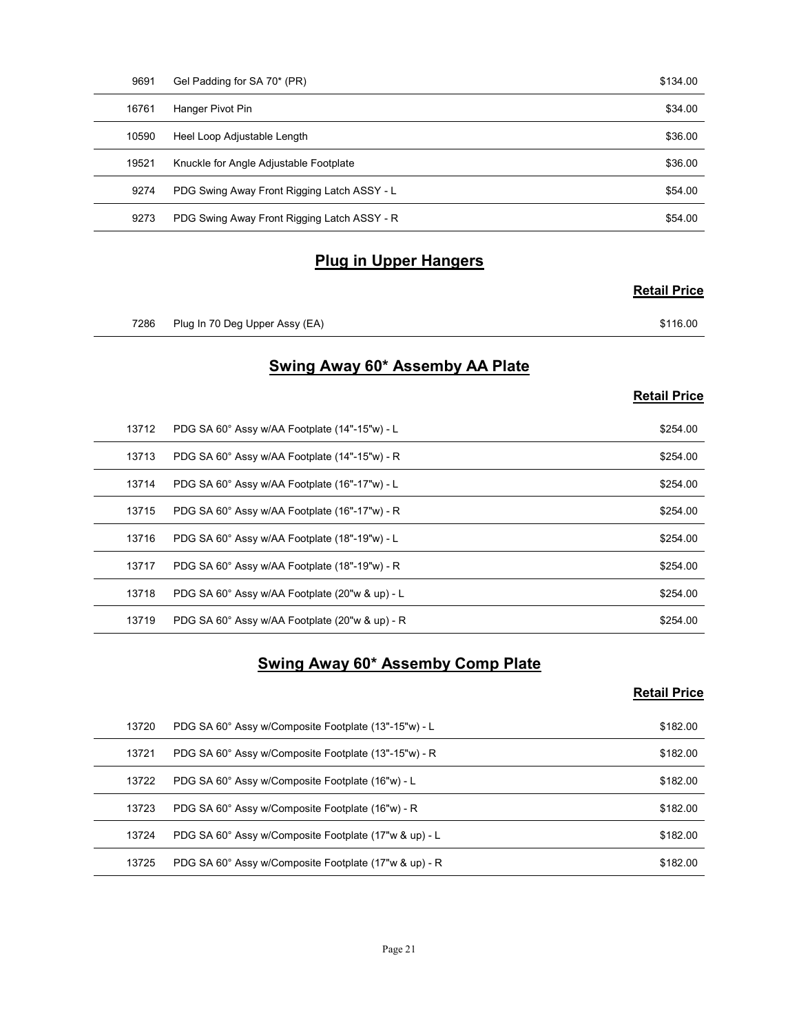| | | |
|---|---|---|
| 9691 | Gel Padding for SA 70* (PR) | $134.00 |
| 16761 | Hanger Pivot Pin | $34.00 |
| 10590 | Heel Loop Adjustable Length | $36.00 |
| 19521 | Knuckle for Angle Adjustable Footplate | $36.00 |
| 9274 | PDG Swing Away Front Rigging Latch ASSY - L | $54.00 |
| 9273 | PDG Swing Away Front Rigging Latch ASSY - R | $54.00 |

## Plug in Upper Hangers

| | | Retail Price |
|---|---|---|
| 7286 | Plug In 70 Deg Upper Assy (EA) | $116.00 |

## Swing Away 60* Assemby AA Plate

| | | Retail Price |
|---|---|---|
| 13712 | PDG SA 60° Assy w/AA Footplate (14"-15"w) - L | $254.00 |
| 13713 | PDG SA 60° Assy w/AA Footplate (14"-15"w) - R | $254.00 |
| 13714 | PDG SA 60° Assy w/AA Footplate (16"-17"w) - L | $254.00 |
| 13715 | PDG SA 60° Assy w/AA Footplate (16"-17"w) - R | $254.00 |
| 13716 | PDG SA 60° Assy w/AA Footplate (18"-19"w) - L | $254.00 |
| 13717 | PDG SA 60° Assy w/AA Footplate (18"-19"w) - R | $254.00 |
| 13718 | PDG SA 60° Assy w/AA Footplate (20"w & up) - L | $254.00 |
| 13719 | PDG SA 60° Assy w/AA Footplate (20"w & up) - R | $254.00 |

## Swing Away 60* Assemby Comp Plate

| | | Retail Price |
|---|---|---|
| 13720 | PDG SA 60° Assy w/Composite Footplate (13"-15"w) - L | $182.00 |
| 13721 | PDG SA 60° Assy w/Composite Footplate (13"-15"w) - R | $182.00 |
| 13722 | PDG SA 60° Assy w/Composite Footplate (16"w) - L | $182.00 |
| 13723 | PDG SA 60° Assy w/Composite Footplate (16"w) - R | $182.00 |
| 13724 | PDG SA 60° Assy w/Composite Footplate (17"w & up) - L | $182.00 |
| 13725 | PDG SA 60° Assy w/Composite Footplate (17"w & up) - R | $182.00 |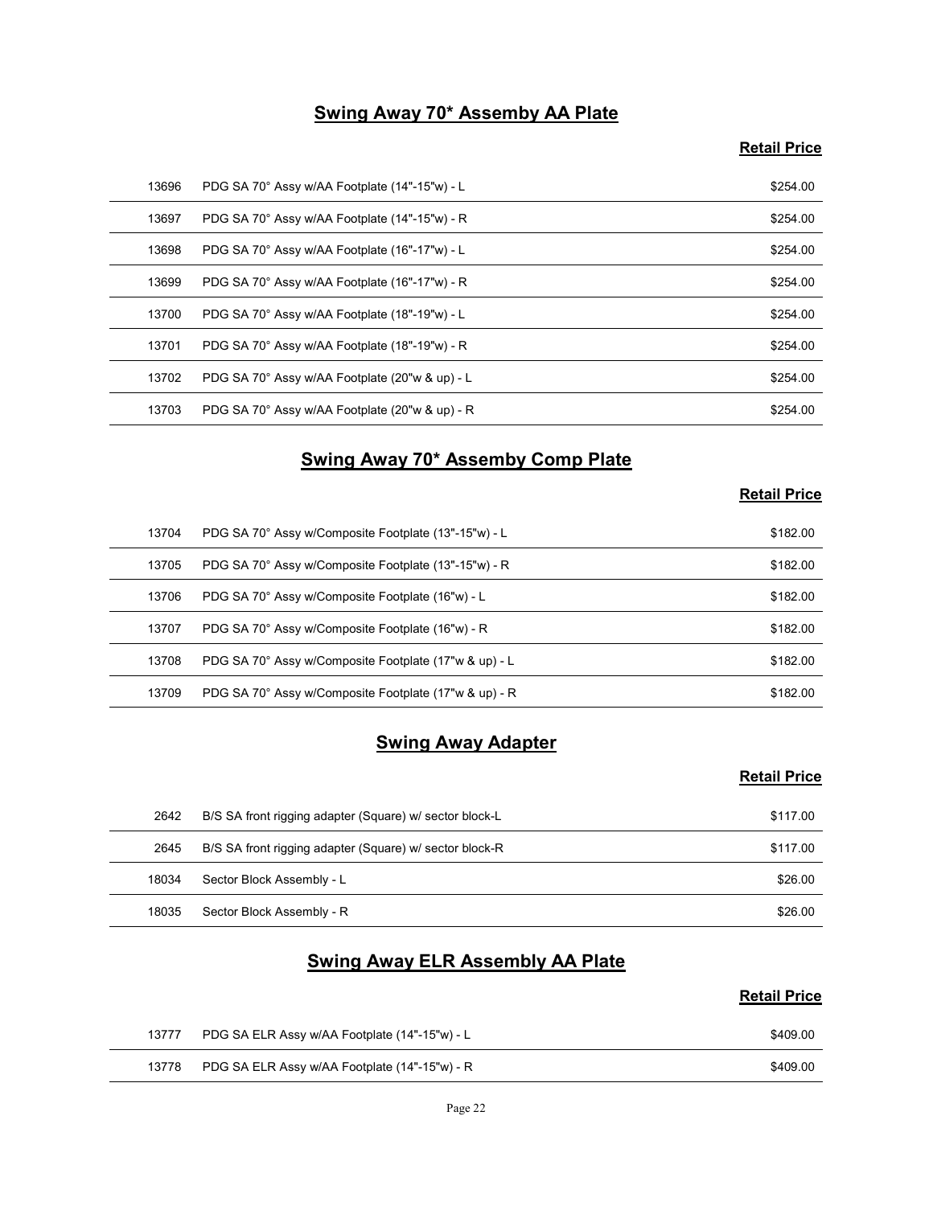## Swing Away 70* Assemby AA Plate

| | | Retail Price |
|---|---|---|
| 13696 | PDG SA 70° Assy w/AA Footplate (14"-15"w) - L | $254.00 |
| 13697 | PDG SA 70° Assy w/AA Footplate (14"-15"w) - R | $254.00 |
| 13698 | PDG SA 70° Assy w/AA Footplate (16"-17"w) - L | $254.00 |
| 13699 | PDG SA 70° Assy w/AA Footplate (16"-17"w) - R | $254.00 |
| 13700 | PDG SA 70° Assy w/AA Footplate (18"-19"w) - L | $254.00 |
| 13701 | PDG SA 70° Assy w/AA Footplate (18"-19"w) - R | $254.00 |
| 13702 | PDG SA 70° Assy w/AA Footplate (20"w & up) - L | $254.00 |
| 13703 | PDG SA 70° Assy w/AA Footplate (20"w & up) - R | $254.00 |

## Swing Away 70* Assemby Comp Plate

| | | Retail Price |
|---|---|---|
| 13704 | PDG SA 70° Assy w/Composite Footplate (13"-15"w) - L | $182.00 |
| 13705 | PDG SA 70° Assy w/Composite Footplate (13"-15"w) - R | $182.00 |
| 13706 | PDG SA 70° Assy w/Composite Footplate (16"w) - L | $182.00 |
| 13707 | PDG SA 70° Assy w/Composite Footplate (16"w) - R | $182.00 |
| 13708 | PDG SA 70° Assy w/Composite Footplate (17"w & up) - L | $182.00 |
| 13709 | PDG SA 70° Assy w/Composite Footplate (17"w & up) - R | $182.00 |

## Swing Away Adapter

| | | Retail Price |
|---|---|---|
| 2642 | B/S SA front rigging adapter (Square) w/ sector block-L | $117.00 |
| 2645 | B/S SA front rigging adapter (Square) w/ sector block-R | $117.00 |
| 18034 | Sector Block Assembly - L | $26.00 |
| 18035 | Sector Block Assembly - R | $26.00 |

## Swing Away ELR Assembly AA Plate

| | | Retail Price |
|---|---|---|
| 13777 | PDG SA ELR Assy w/AA Footplate (14"-15"w) - L | $409.00 |
| 13778 | PDG SA ELR Assy w/AA Footplate (14"-15"w) - R | $409.00 |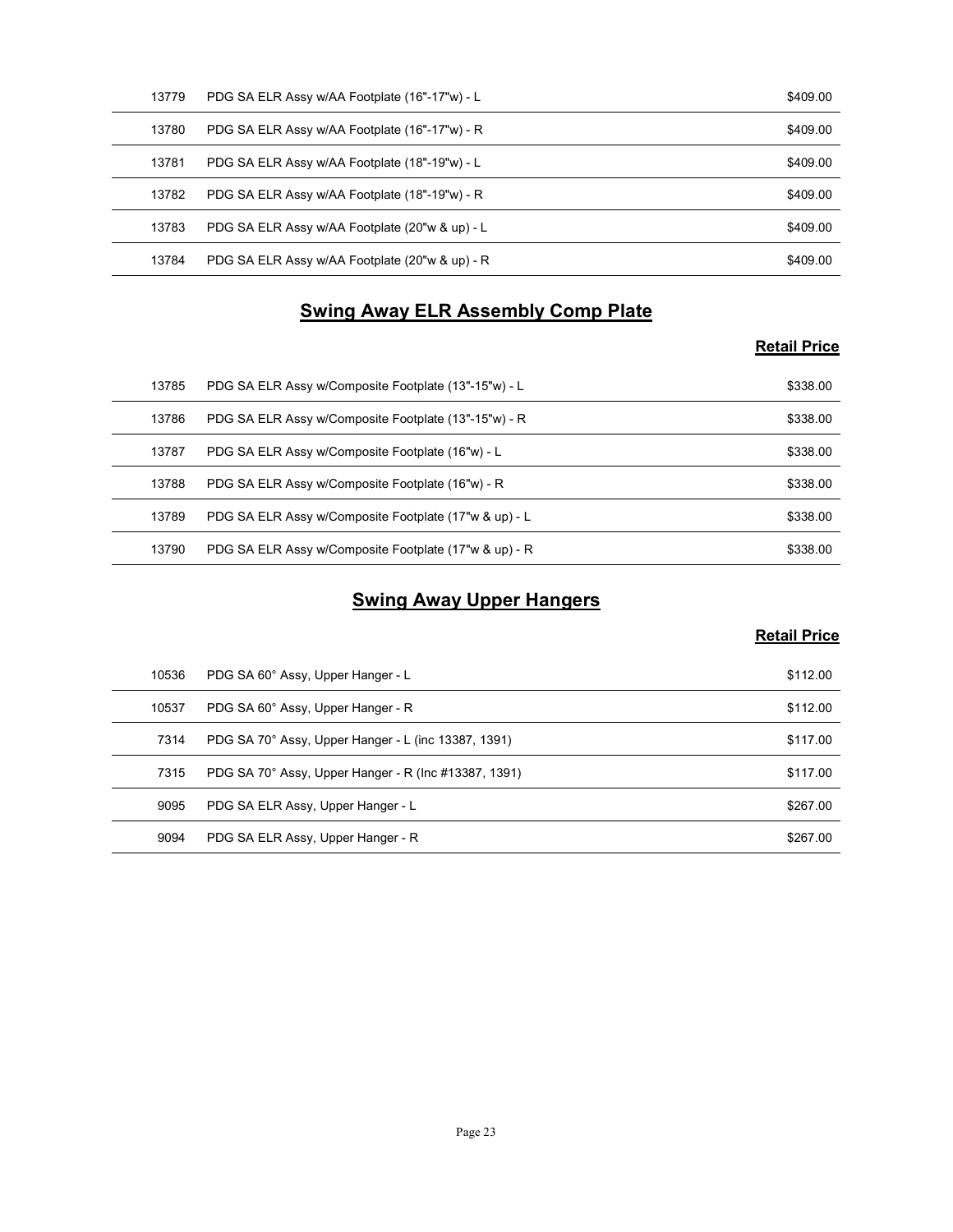| | | |
|---|---|---|
| 13779 | PDG SA ELR Assy w/AA Footplate (16"-17"w) - L | $409.00 |
| 13780 | PDG SA ELR Assy w/AA Footplate (16"-17"w) - R | $409.00 |
| 13781 | PDG SA ELR Assy w/AA Footplate (18"-19"w) - L | $409.00 |
| 13782 | PDG SA ELR Assy w/AA Footplate (18"-19"w) - R | $409.00 |
| 13783 | PDG SA ELR Assy w/AA Footplate (20"w & up) - L | $409.00 |
| 13784 | PDG SA ELR Assy w/AA Footplate (20"w & up) - R | $409.00 |

## Swing Away ELR Assembly Comp Plate

| | | Retail Price |
|---|---|---|
| 13785 | PDG SA ELR Assy w/Composite Footplate (13"-15"w) - L | $338.00 |
| 13786 | PDG SA ELR Assy w/Composite Footplate (13"-15"w) - R | $338.00 |
| 13787 | PDG SA ELR Assy w/Composite Footplate (16"w) - L | $338.00 |
| 13788 | PDG SA ELR Assy w/Composite Footplate (16"w) - R | $338.00 |
| 13789 | PDG SA ELR Assy w/Composite Footplate (17"w & up) - L | $338.00 |
| 13790 | PDG SA ELR Assy w/Composite Footplate (17"w & up) - R | $338.00 |

## Swing Away Upper Hangers

| | | Retail Price |
|---|---|---|
| 10536 | PDG SA 60° Assy, Upper Hanger - L | $112.00 |
| 10537 | PDG SA 60° Assy, Upper Hanger - R | $112.00 |
| 7314 | PDG SA 70° Assy, Upper Hanger - L (inc 13387, 1391) | $117.00 |
| 7315 | PDG SA 70° Assy, Upper Hanger - R (Inc #13387, 1391) | $117.00 |
| 9095 | PDG SA ELR Assy, Upper Hanger - L | $267.00 |
| 9094 | PDG SA ELR Assy, Upper Hanger - R | $267.00 |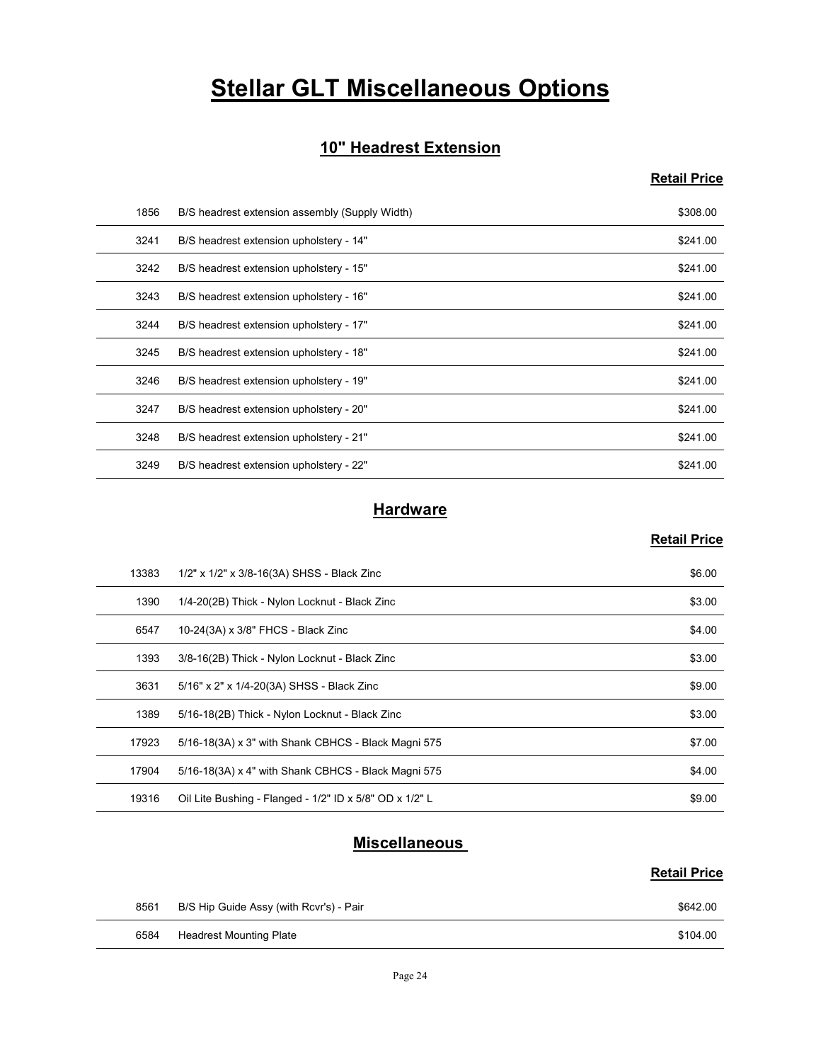# Stellar GLT Miscellaneous Options

## 10" Headrest Extension

| | | Retail Price |
|---|---|---|
| 1856 | B/S headrest extension assembly (Supply Width) | $308.00 |
| 3241 | B/S headrest extension upholstery - 14" | $241.00 |
| 3242 | B/S headrest extension upholstery - 15" | $241.00 |
| 3243 | B/S headrest extension upholstery - 16" | $241.00 |
| 3244 | B/S headrest extension upholstery - 17" | $241.00 |
| 3245 | B/S headrest extension upholstery - 18" | $241.00 |
| 3246 | B/S headrest extension upholstery - 19" | $241.00 |
| 3247 | B/S headrest extension upholstery - 20" | $241.00 |
| 3248 | B/S headrest extension upholstery - 21" | $241.00 |
| 3249 | B/S headrest extension upholstery - 22" | $241.00 |

## Hardware

| | | Retail Price |
|---|---|---|
| 13383 | 1/2" x 1/2" x 3/8-16(3A) SHSS - Black Zinc | $6.00 |
| 1390 | 1/4-20(2B) Thick - Nylon Locknut - Black Zinc | $3.00 |
| 6547 | 10-24(3A) x 3/8" FHCS - Black Zinc | $4.00 |
| 1393 | 3/8-16(2B) Thick - Nylon Locknut - Black Zinc | $3.00 |
| 3631 | 5/16" x 2" x 1/4-20(3A) SHSS - Black Zinc | $9.00 |
| 1389 | 5/16-18(2B) Thick - Nylon Locknut - Black Zinc | $3.00 |
| 17923 | 5/16-18(3A) x 3" with Shank CBHCS - Black Magni 575 | $7.00 |
| 17904 | 5/16-18(3A) x 4" with Shank CBHCS - Black Magni 575 | $4.00 |
| 19316 | Oil Lite Bushing - Flanged - 1/2" ID x 5/8" OD x 1/2" L | $9.00 |

## Miscellaneous

| | | Retail Price |
|---|---|---|
| 8561 | B/S Hip Guide Assy (with Rcvr's) - Pair | $642.00 |
| 6584 | Headrest Mounting Plate | $104.00 |